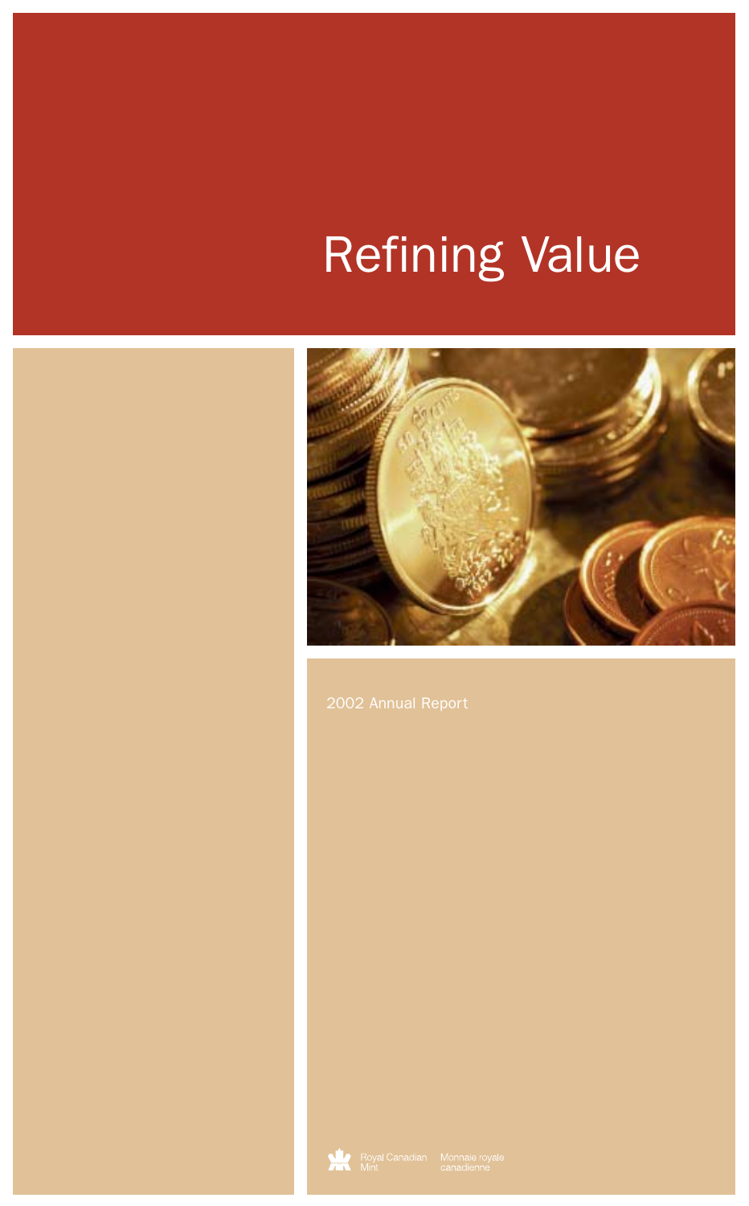# Refining Value

2002 Annual Report

Royal Canadian Mint

Monnaie royale canadienne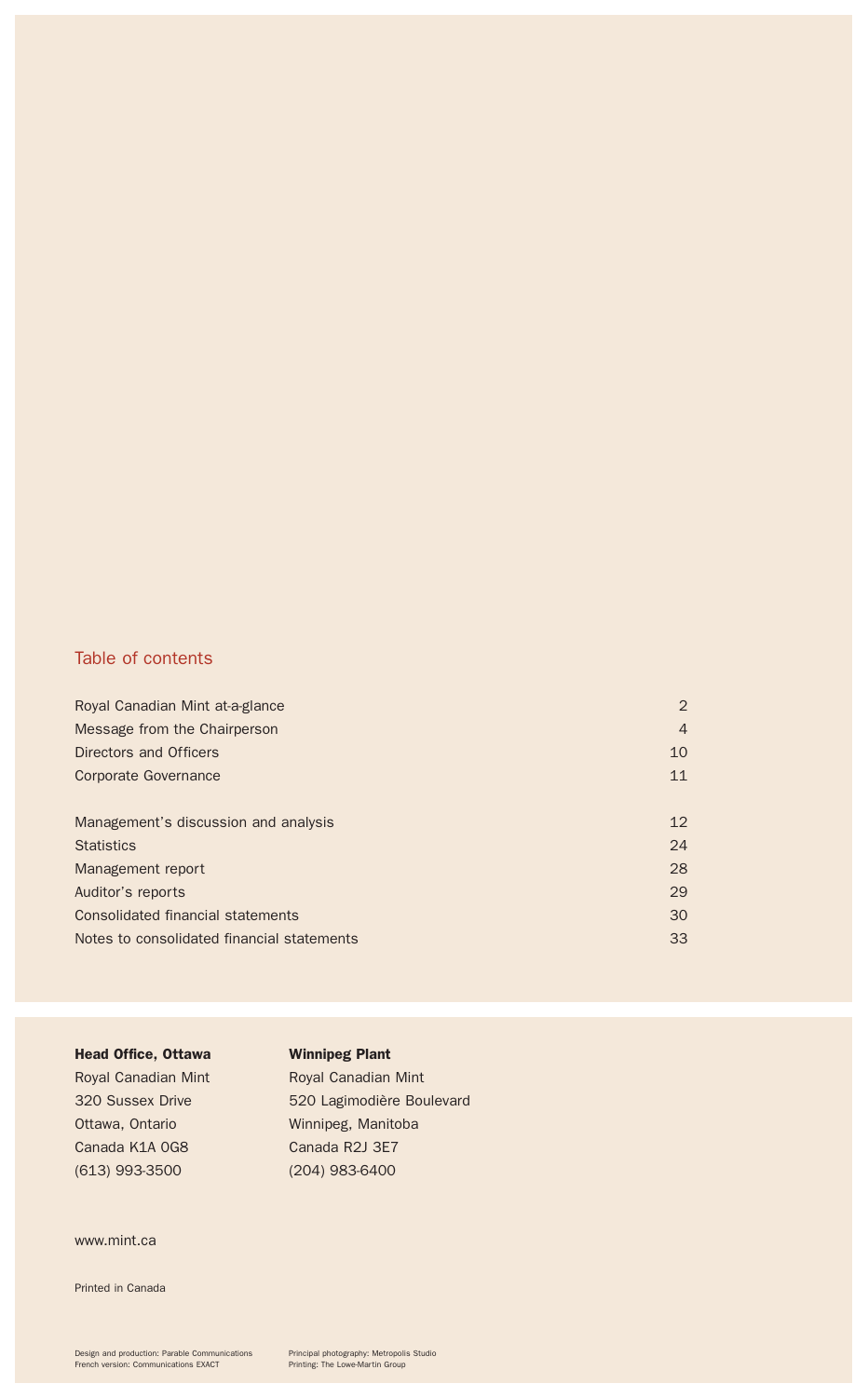## Table of contents

| | |
|---|---|
| Royal Canadian Mint at-a-glance | 2 |
| Message from the Chairperson | 4 |
| Directors and Officers | 10 |
| Corporate Governance | 11 |
| | |
| Management's discussion and analysis | 12 |
| Statistics | 24 |
| Management report | 28 |
| Auditor's reports | 29 |
| Consolidated financial statements | 30 |
| Notes to consolidated financial statements | 33 |

**Head Office, Ottawa**
Royal Canadian Mint
320 Sussex Drive
Ottawa, Ontario
Canada K1A 0G8
(613) 993-3500

**Winnipeg Plant**
Royal Canadian Mint
520 Lagimodière Boulevard
Winnipeg, Manitoba
Canada R2J 3E7
(204) 983-6400

www.mint.ca

Printed in Canada

Design and production: Parable Communications
French version: Communications EXACT

Principal photography: Metropolis Studio
Printing: The Lowe-Martin Group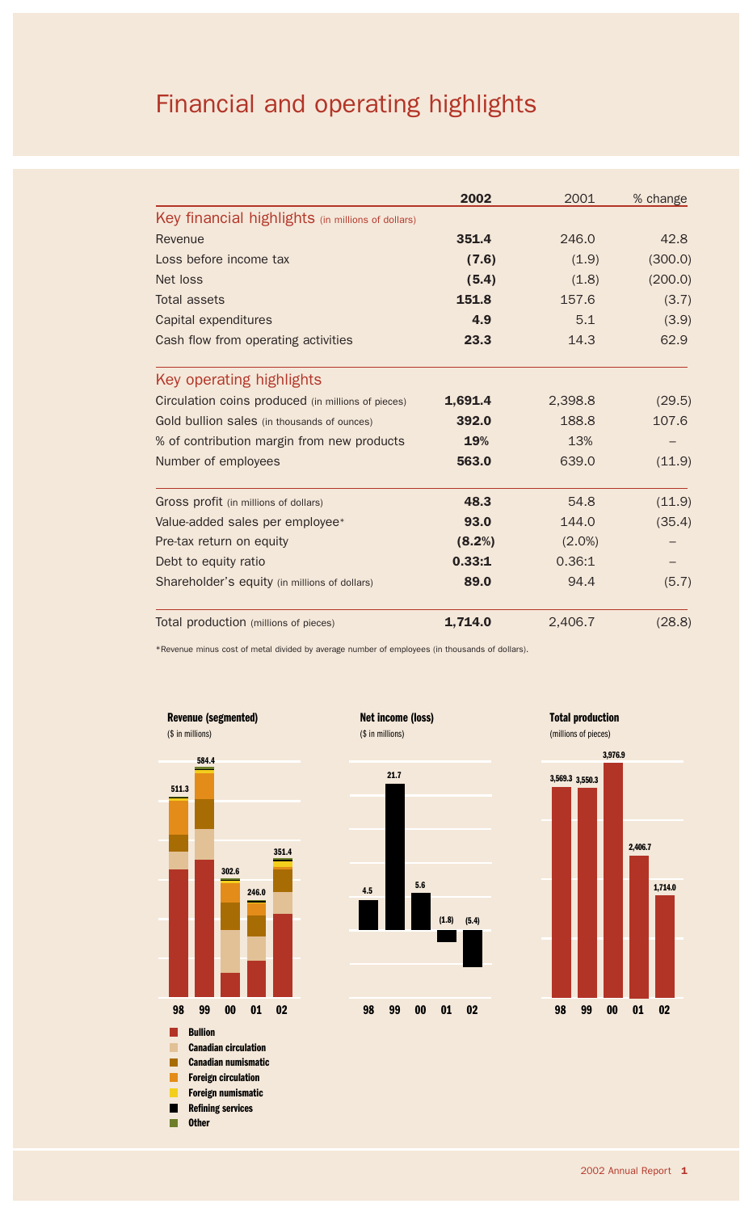# Financial and operating highlights

| | **2002** | 2001 | % change |
|---|---|---|---|
| **Key financial highlights** (in millions of dollars) | | | |
| Revenue | **351.4** | 246.0 | 42.8 |
| Loss before income tax | **(7.6)** | (1.9) | (300.0) |
| Net loss | **(5.4)** | (1.8) | (200.0) |
| Total assets | **151.8** | 157.6 | (3.7) |
| Capital expenditures | **4.9** | 5.1 | (3.9) |
| Cash flow from operating activities | **23.3** | 14.3 | 62.9 |
| **Key operating highlights** | | | |
| Circulation coins produced (in millions of pieces) | **1,691.4** | 2,398.8 | (29.5) |
| Gold bullion sales (in thousands of ounces) | **392.0** | 188.8 | 107.6 |
| % of contribution margin from new products | **19%** | 13% | – |
| Number of employees | **563.0** | 639.0 | (11.9) |
| Gross profit (in millions of dollars) | **48.3** | 54.8 | (11.9) |
| Value-added sales per employee* | **93.0** | 144.0 | (35.4) |
| Pre-tax return on equity | **(8.2%)** | (2.0%) | – |
| Debt to equity ratio | **0.33:1** | 0.36:1 | – |
| Shareholder's equity (in millions of dollars) | **89.0** | 94.4 | (5.7) |
| Total production (millions of pieces) | **1,714.0** | 2,406.7 | (28.8) |

*Revenue minus cost of metal divided by average number of employees (in thousands of dollars).

**Revenue (segmented)**
($ in millions)

| 98 | 99 | 00 | 01 | 02 |
|---|---|---|---|---|
| 511.3 | 584.4 | 302.6 | 246.0 | 351.4 |

Bullion; Canadian circulation; Canadian numismatic; Foreign circulation; Foreign numismatic; Refining services; Other

**Net income (loss)**
($ in millions)

| 98 | 99 | 00 | 01 | 02 |
|---|---|---|---|---|
| 4.5 | 21.7 | 5.6 | (1.8) | (5.4) |

**Total production**
(millions of pieces)

| 98 | 99 | 00 | 01 | 02 |
|---|---|---|---|---|
| 3,569.3 | 3,550.3 | 3,976.9 | 2,406.7 | 1,714.0 |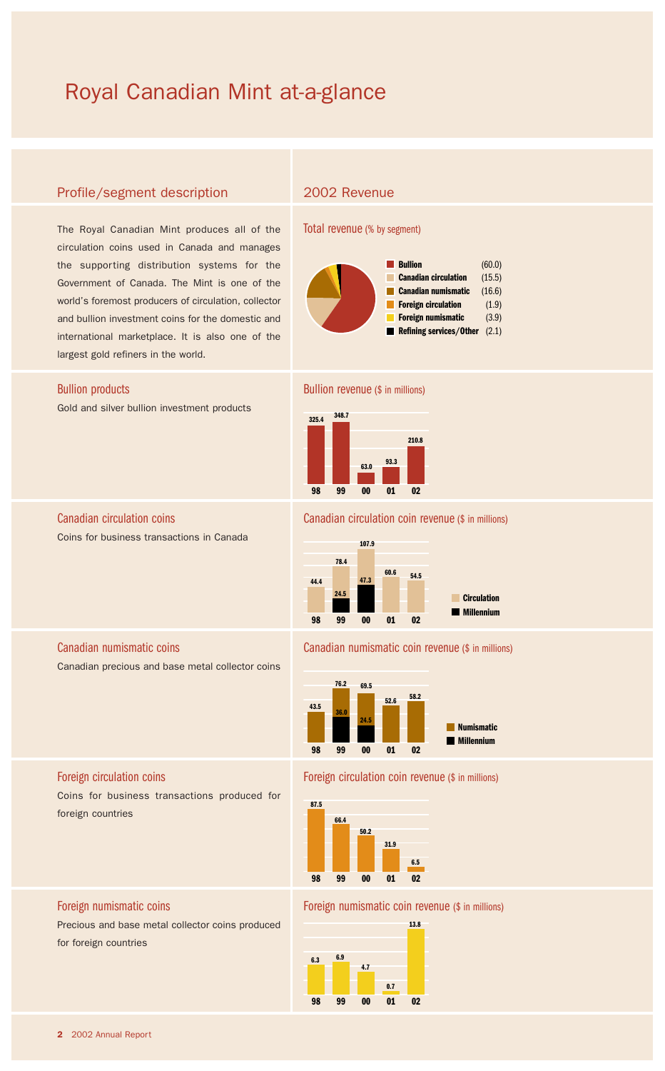# Royal Canadian Mint at-a-glance

## Profile/segment description

The Royal Canadian Mint produces all of the circulation coins used in Canada and manages the supporting distribution systems for the Government of Canada. The Mint is one of the world's foremost producers of circulation, collector and bullion investment coins for the domestic and international marketplace. It is also one of the largest gold refiners in the world.

## 2002 Revenue

### Total revenue (% by segment)

| Segment | % |
|---|---|
| Bullion | (60.0) |
| Canadian circulation | (15.5) |
| Canadian numismatic | (16.6) |
| Foreign circulation | (1.9) |
| Foreign numismatic | (3.9) |
| Refining services/Other | (2.1) |

### Bullion products

Gold and silver bullion investment products

**Bullion revenue** ($ in millions)

| 98 | 99 | 00 | 01 | 02 |
|---|---|---|---|---|
| 325.4 | 348.7 | 63.0 | 93.3 | 210.8 |

### Canadian circulation coins

Coins for business transactions in Canada

**Canadian circulation coin revenue** ($ in millions)

| | 98 | 99 | 00 | 01 | 02 |
|---|---|---|---|---|---|
| Total | 44.4 | 78.4 | 107.9 | 60.6 | 54.5 |
| Millennium | | 24.5 | 47.3 | | |

### Canadian numismatic coins

Canadian precious and base metal collector coins

**Canadian numismatic coin revenue** ($ in millions)

| | 98 | 99 | 00 | 01 | 02 |
|---|---|---|---|---|---|
| Total | 43.5 | 76.2 | 69.5 | 52.6 | 58.2 |
| Millennium | | 36.0 | 24.5 | | |

### Foreign circulation coins

Coins for business transactions produced for foreign countries

**Foreign circulation coin revenue** ($ in millions)

| 98 | 99 | 00 | 01 | 02 |
|---|---|---|---|---|
| 87.5 | 66.4 | 50.2 | 31.9 | 6.5 |

### Foreign numismatic coins

Precious and base metal collector coins produced for foreign countries

**Foreign numismatic coin revenue** ($ in millions)

| 98 | 99 | 00 | 01 | 02 |
|---|---|---|---|---|
| 6.3 | 6.9 | 4.7 | 0.7 | 13.8 |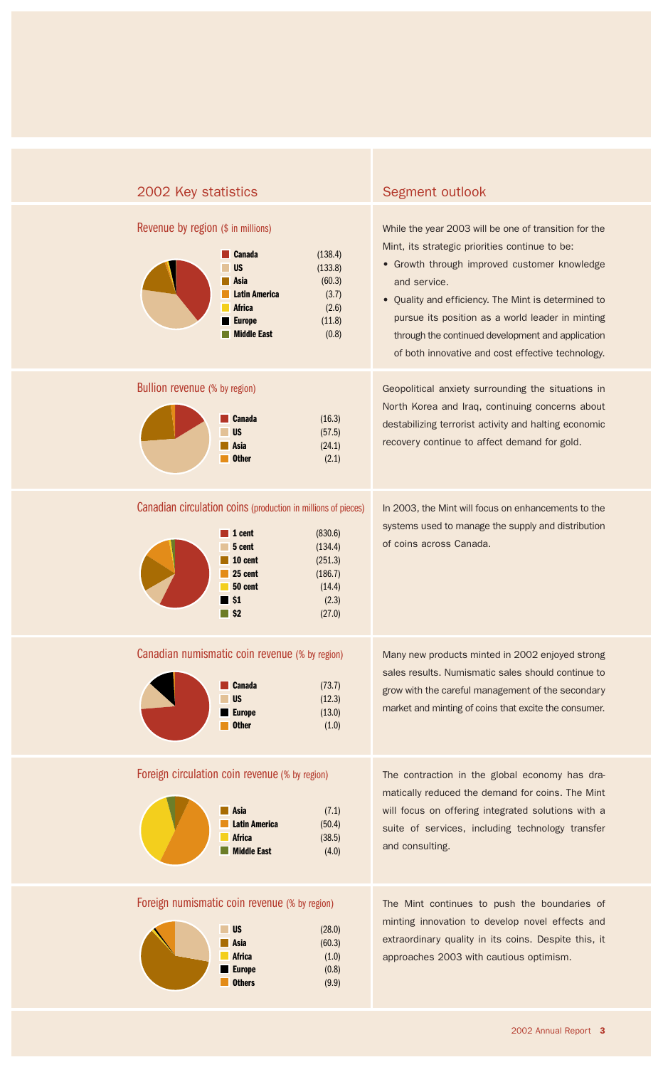## 2002 Key statistics

### Revenue by region ($ in millions)

| Region | |
|---|---|
| Canada | (138.4) |
| US | (133.8) |
| Asia | (60.3) |
| Latin America | (3.7) |
| Africa | (2.6) |
| Europe | (11.8) |
| Middle East | (0.8) |

### Bullion revenue (% by region)

| Region | |
|---|---|
| Canada | (16.3) |
| US | (57.5) |
| Asia | (24.1) |
| Other | (2.1) |

### Canadian circulation coins (production in millions of pieces)

| Coin | |
|---|---|
| 1 cent | (830.6) |
| 5 cent | (134.4) |
| 10 cent | (251.3) |
| 25 cent | (186.7) |
| 50 cent | (14.4) |
| $1 | (2.3) |
| $2 | (27.0) |

### Canadian numismatic coin revenue (% by region)

| Region | |
|---|---|
| Canada | (73.7) |
| US | (12.3) |
| Europe | (13.0) |
| Other | (1.0) |

### Foreign circulation coin revenue (% by region)

| Region | |
|---|---|
| Asia | (7.1) |
| Latin America | (50.4) |
| Africa | (38.5) |
| Middle East | (4.0) |

### Foreign numismatic coin revenue (% by region)

| Region | |
|---|---|
| US | (28.0) |
| Asia | (60.3) |
| Africa | (1.0) |
| Europe | (0.8) |
| Others | (9.9) |

## Segment outlook

While the year 2003 will be one of transition for the Mint, its strategic priorities continue to be:

- Growth through improved customer knowledge and service.
- Quality and efficiency. The Mint is determined to pursue its position as a world leader in minting through the continued development and application of both innovative and cost effective technology.

Geopolitical anxiety surrounding the situations in North Korea and Iraq, continuing concerns about destabilizing terrorist activity and halting economic recovery continue to affect demand for gold.

In 2003, the Mint will focus on enhancements to the systems used to manage the supply and distribution of coins across Canada.

Many new products minted in 2002 enjoyed strong sales results. Numismatic sales should continue to grow with the careful management of the secondary market and minting of coins that excite the consumer.

The contraction in the global economy has dramatically reduced the demand for coins. The Mint will focus on offering integrated solutions with a suite of services, including technology transfer and consulting.

The Mint continues to push the boundaries of minting innovation to develop novel effects and extraordinary quality in its coins. Despite this, it approaches 2003 with cautious optimism.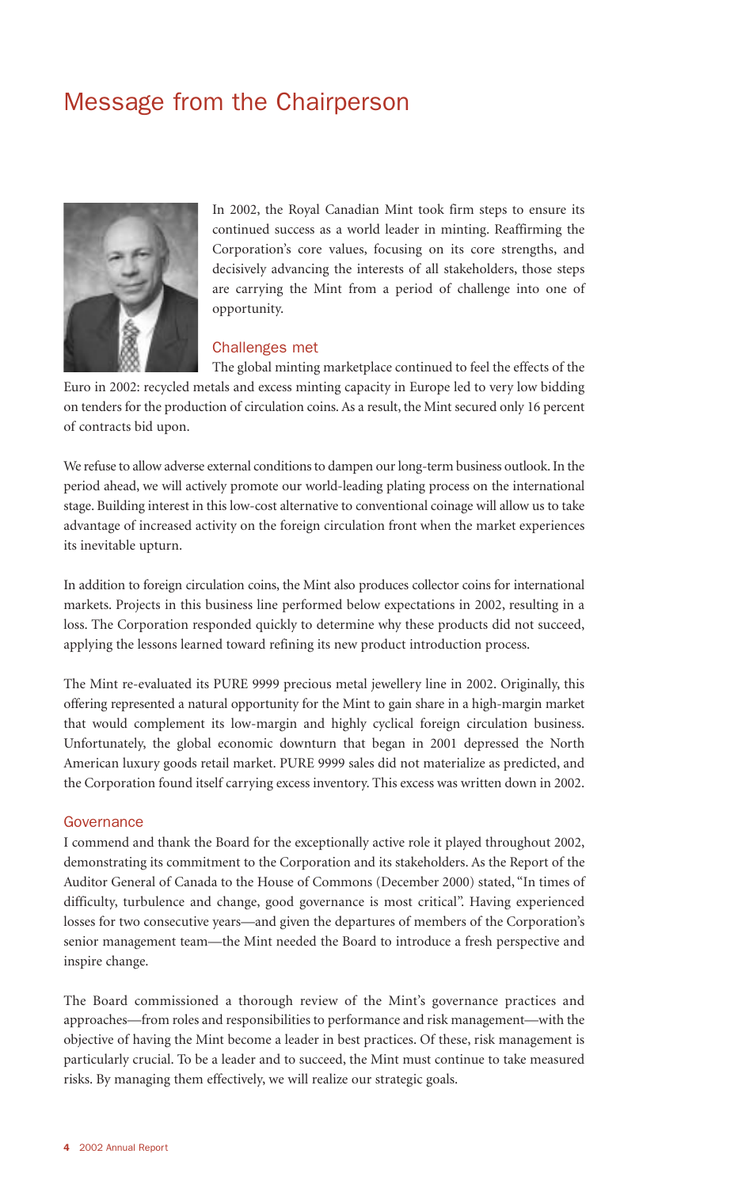# Message from the Chairperson

In 2002, the Royal Canadian Mint took firm steps to ensure its continued success as a world leader in minting. Reaffirming the Corporation's core values, focusing on its core strengths, and decisively advancing the interests of all stakeholders, those steps are carrying the Mint from a period of challenge into one of opportunity.

## Challenges met

The global minting marketplace continued to feel the effects of the Euro in 2002: recycled metals and excess minting capacity in Europe led to very low bidding on tenders for the production of circulation coins. As a result, the Mint secured only 16 percent of contracts bid upon.

We refuse to allow adverse external conditions to dampen our long-term business outlook. In the period ahead, we will actively promote our world-leading plating process on the international stage. Building interest in this low-cost alternative to conventional coinage will allow us to take advantage of increased activity on the foreign circulation front when the market experiences its inevitable upturn.

In addition to foreign circulation coins, the Mint also produces collector coins for international markets. Projects in this business line performed below expectations in 2002, resulting in a loss. The Corporation responded quickly to determine why these products did not succeed, applying the lessons learned toward refining its new product introduction process.

The Mint re-evaluated its PURE 9999 precious metal jewellery line in 2002. Originally, this offering represented a natural opportunity for the Mint to gain share in a high-margin market that would complement its low-margin and highly cyclical foreign circulation business. Unfortunately, the global economic downturn that began in 2001 depressed the North American luxury goods retail market. PURE 9999 sales did not materialize as predicted, and the Corporation found itself carrying excess inventory. This excess was written down in 2002.

## Governance

I commend and thank the Board for the exceptionally active role it played throughout 2002, demonstrating its commitment to the Corporation and its stakeholders. As the Report of the Auditor General of Canada to the House of Commons (December 2000) stated, "In times of difficulty, turbulence and change, good governance is most critical". Having experienced losses for two consecutive years—and given the departures of members of the Corporation's senior management team—the Mint needed the Board to introduce a fresh perspective and inspire change.

The Board commissioned a thorough review of the Mint's governance practices and approaches—from roles and responsibilities to performance and risk management—with the objective of having the Mint become a leader in best practices. Of these, risk management is particularly crucial. To be a leader and to succeed, the Mint must continue to take measured risks. By managing them effectively, we will realize our strategic goals.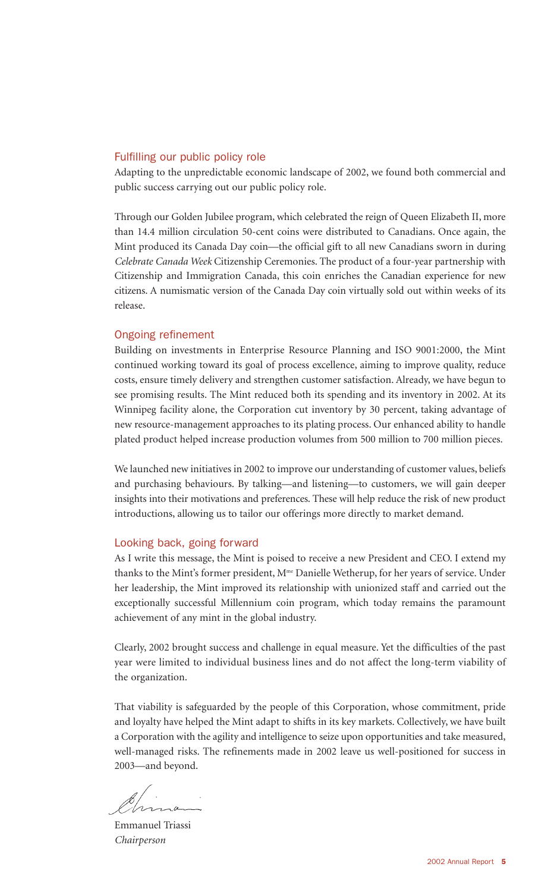## Fulfilling our public policy role

Adapting to the unpredictable economic landscape of 2002, we found both commercial and public success carrying out our public policy role.

Through our Golden Jubilee program, which celebrated the reign of Queen Elizabeth II, more than 14.4 million circulation 50-cent coins were distributed to Canadians. Once again, the Mint produced its Canada Day coin—the official gift to all new Canadians sworn in during *Celebrate Canada Week* Citizenship Ceremonies. The product of a four-year partnership with Citizenship and Immigration Canada, this coin enriches the Canadian experience for new citizens. A numismatic version of the Canada Day coin virtually sold out within weeks of its release.

## Ongoing refinement

Building on investments in Enterprise Resource Planning and ISO 9001:2000, the Mint continued working toward its goal of process excellence, aiming to improve quality, reduce costs, ensure timely delivery and strengthen customer satisfaction. Already, we have begun to see promising results. The Mint reduced both its spending and its inventory in 2002. At its Winnipeg facility alone, the Corporation cut inventory by 30 percent, taking advantage of new resource-management approaches to its plating process. Our enhanced ability to handle plated product helped increase production volumes from 500 million to 700 million pieces.

We launched new initiatives in 2002 to improve our understanding of customer values, beliefs and purchasing behaviours. By talking—and listening—to customers, we will gain deeper insights into their motivations and preferences. These will help reduce the risk of new product introductions, allowing us to tailor our offerings more directly to market demand.

## Looking back, going forward

As I write this message, the Mint is poised to receive a new President and CEO. I extend my thanks to the Mint's former president, Mme Danielle Wetherup, for her years of service. Under her leadership, the Mint improved its relationship with unionized staff and carried out the exceptionally successful Millennium coin program, which today remains the paramount achievement of any mint in the global industry.

Clearly, 2002 brought success and challenge in equal measure. Yet the difficulties of the past year were limited to individual business lines and do not affect the long-term viability of the organization.

That viability is safeguarded by the people of this Corporation, whose commitment, pride and loyalty have helped the Mint adapt to shifts in its key markets. Collectively, we have built a Corporation with the agility and intelligence to seize upon opportunities and take measured, well-managed risks. The refinements made in 2002 leave us well-positioned for success in 2003—and beyond.

Emmanuel Triassi
*Chairperson*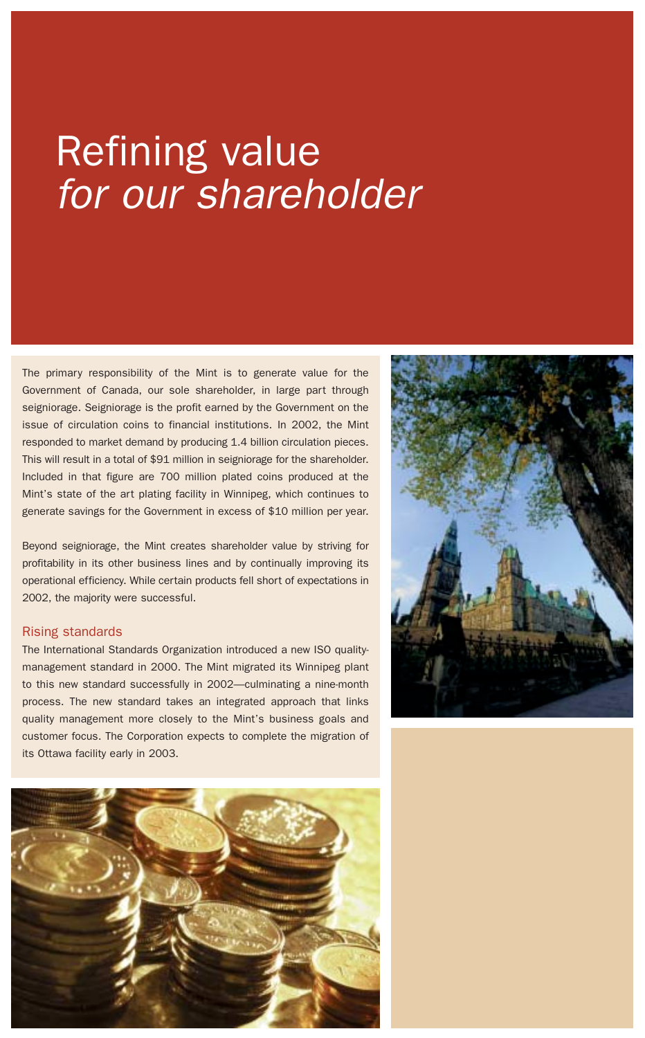# Refining value *for our shareholder*

The primary responsibility of the Mint is to generate value for the Government of Canada, our sole shareholder, in large part through seigniorage. Seigniorage is the profit earned by the Government on the issue of circulation coins to financial institutions. In 2002, the Mint responded to market demand by producing 1.4 billion circulation pieces. This will result in a total of $91 million in seigniorage for the shareholder. Included in that figure are 700 million plated coins produced at the Mint's state of the art plating facility in Winnipeg, which continues to generate savings for the Government in excess of $10 million per year.

Beyond seigniorage, the Mint creates shareholder value by striving for profitability in its other business lines and by continually improving its operational efficiency. While certain products fell short of expectations in 2002, the majority were successful.

## Rising standards

The International Standards Organization introduced a new ISO quality-management standard in 2000. The Mint migrated its Winnipeg plant to this new standard successfully in 2002—culminating a nine-month process. The new standard takes an integrated approach that links quality management more closely to the Mint's business goals and customer focus. The Corporation expects to complete the migration of its Ottawa facility early in 2003.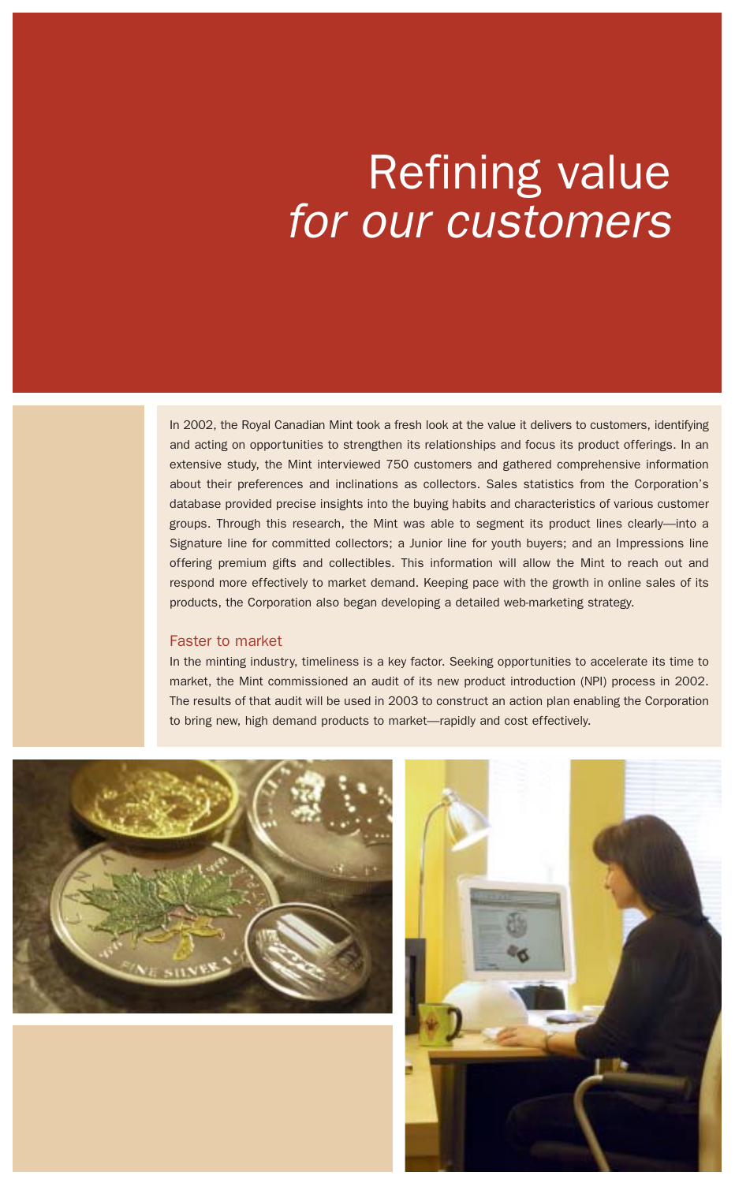# Refining value *for our customers*

In 2002, the Royal Canadian Mint took a fresh look at the value it delivers to customers, identifying and acting on opportunities to strengthen its relationships and focus its product offerings. In an extensive study, the Mint interviewed 750 customers and gathered comprehensive information about their preferences and inclinations as collectors. Sales statistics from the Corporation's database provided precise insights into the buying habits and characteristics of various customer groups. Through this research, the Mint was able to segment its product lines clearly—into a Signature line for committed collectors; a Junior line for youth buyers; and an Impressions line offering premium gifts and collectibles. This information will allow the Mint to reach out and respond more effectively to market demand. Keeping pace with the growth in online sales of its products, the Corporation also began developing a detailed web-marketing strategy.

## Faster to market

In the minting industry, timeliness is a key factor. Seeking opportunities to accelerate its time to market, the Mint commissioned an audit of its new product introduction (NPI) process in 2002. The results of that audit will be used in 2003 to construct an action plan enabling the Corporation to bring new, high demand products to market—rapidly and cost effectively.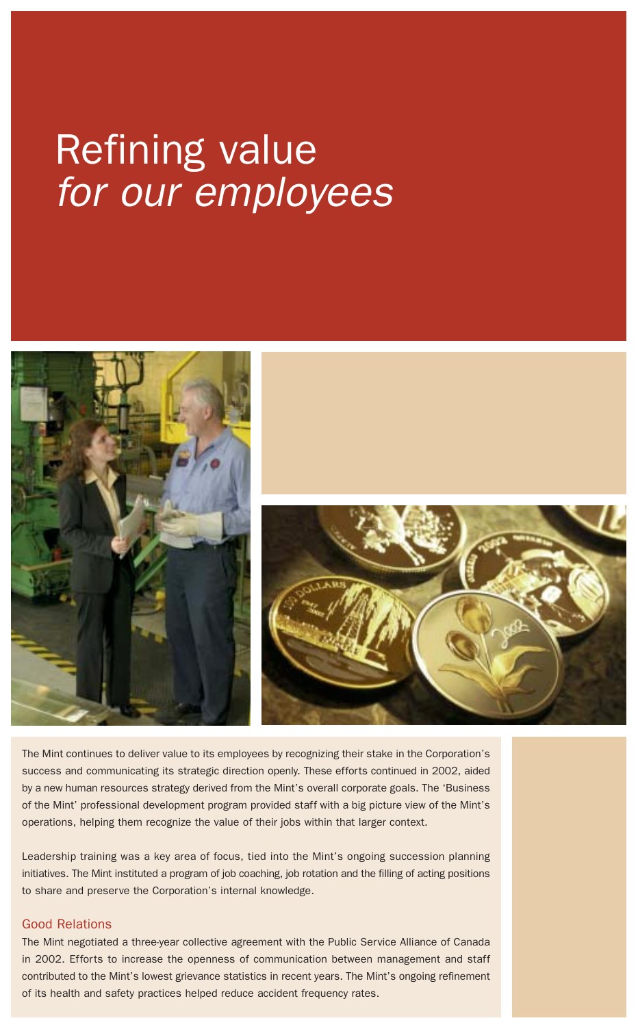# Refining value *for our employees*

The Mint continues to deliver value to its employees by recognizing their stake in the Corporation's success and communicating its strategic direction openly. These efforts continued in 2002, aided by a new human resources strategy derived from the Mint's overall corporate goals. The 'Business of the Mint' professional development program provided staff with a big picture view of the Mint's operations, helping them recognize the value of their jobs within that larger context.

Leadership training was a key area of focus, tied into the Mint's ongoing succession planning initiatives. The Mint instituted a program of job coaching, job rotation and the filling of acting positions to share and preserve the Corporation's internal knowledge.

## Good Relations

The Mint negotiated a three-year collective agreement with the Public Service Alliance of Canada in 2002. Efforts to increase the openness of communication between management and staff contributed to the Mint's lowest grievance statistics in recent years. The Mint's ongoing refinement of its health and safety practices helped reduce accident frequency rates.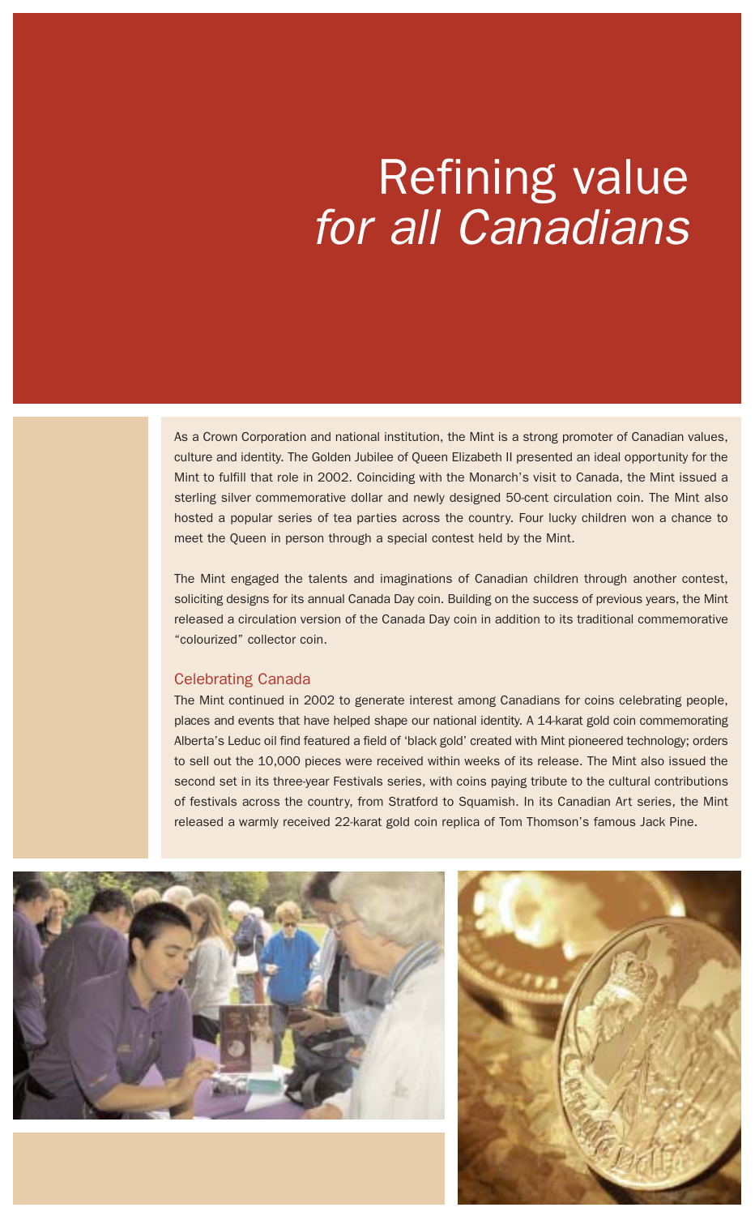# Refining value *for all Canadians*

As a Crown Corporation and national institution, the Mint is a strong promoter of Canadian values, culture and identity. The Golden Jubilee of Queen Elizabeth II presented an ideal opportunity for the Mint to fulfill that role in 2002. Coinciding with the Monarch's visit to Canada, the Mint issued a sterling silver commemorative dollar and newly designed 50-cent circulation coin. The Mint also hosted a popular series of tea parties across the country. Four lucky children won a chance to meet the Queen in person through a special contest held by the Mint.

The Mint engaged the talents and imaginations of Canadian children through another contest, soliciting designs for its annual Canada Day coin. Building on the success of previous years, the Mint released a circulation version of the Canada Day coin in addition to its traditional commemorative "colourized" collector coin.

## Celebrating Canada

The Mint continued in 2002 to generate interest among Canadians for coins celebrating people, places and events that have helped shape our national identity. A 14-karat gold coin commemorating Alberta's Leduc oil find featured a field of 'black gold' created with Mint pioneered technology; orders to sell out the 10,000 pieces were received within weeks of its release. The Mint also issued the second set in its three-year Festivals series, with coins paying tribute to the cultural contributions of festivals across the country, from Stratford to Squamish. In its Canadian Art series, the Mint released a warmly received 22-karat gold coin replica of Tom Thomson's famous Jack Pine.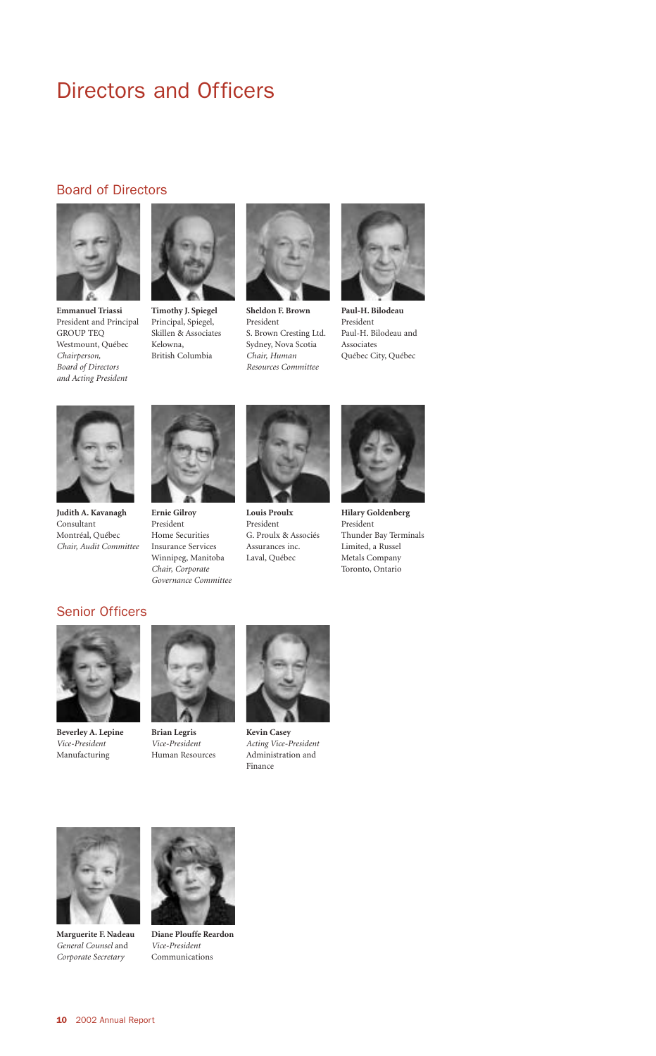# Directors and Officers

## Board of Directors

**Emmanuel Triassi**
President and Principal
GROUP TEQ
Westmount, Québec
*Chairperson, Board of Directors and Acting President*

**Timothy J. Spiegel**
Principal, Spiegel, Skillen & Associates
Kelowna, British Columbia

**Sheldon F. Brown**
President
S. Brown Cresting Ltd.
Sydney, Nova Scotia
*Chair, Human Resources Committee*

**Paul-H. Bilodeau**
President
Paul-H. Bilodeau and Associates
Québec City, Québec

**Judith A. Kavanagh**
Consultant
Montréal, Québec
*Chair, Audit Committee*

**Ernie Gilroy**
President
Home Securities Insurance Services
Winnipeg, Manitoba
*Chair, Corporate Governance Committee*

**Louis Proulx**
President
G. Proulx & Associés Assurances inc.
Laval, Québec

**Hilary Goldenberg**
President
Thunder Bay Terminals Limited, a Russel Metals Company
Toronto, Ontario

## Senior Officers

**Beverley A. Lepine**
*Vice-President*
Manufacturing

**Brian Legris**
*Vice-President*
Human Resources

**Kevin Casey**
*Acting Vice-President*
Administration and Finance

**Marguerite F. Nadeau**
*General Counsel* and *Corporate Secretary*

**Diane Plouffe Reardon**
*Vice-President*
Communications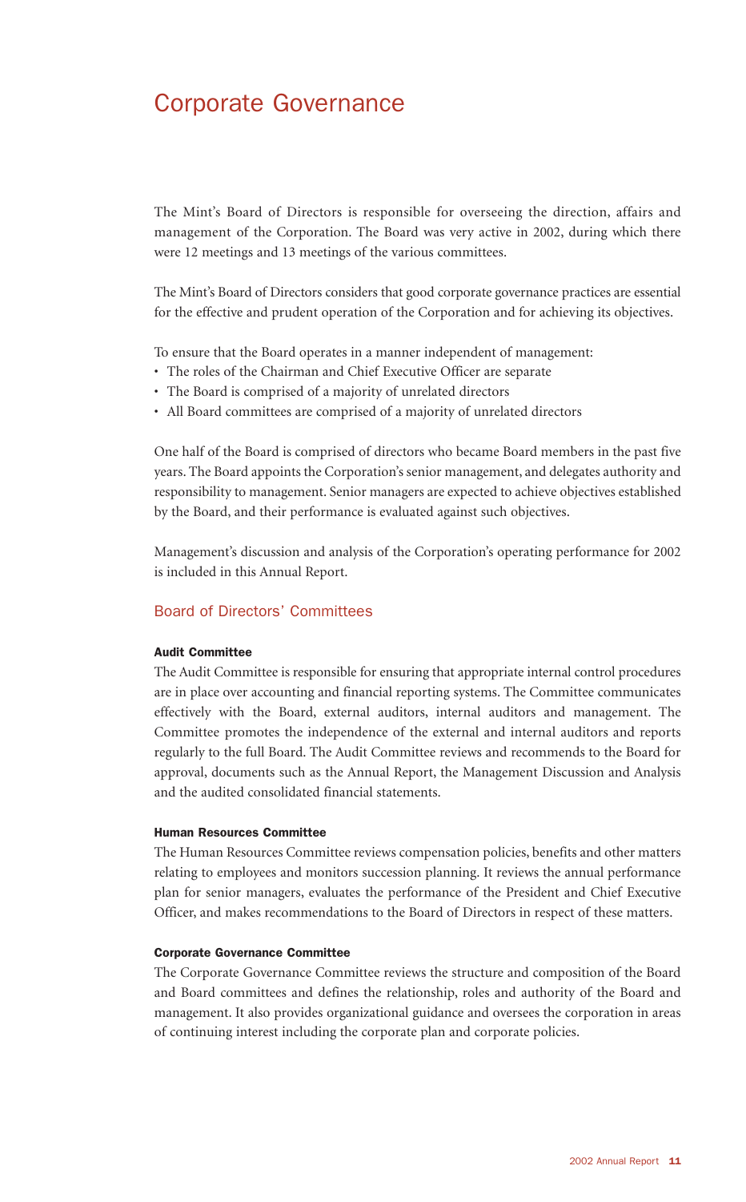# Corporate Governance

The Mint's Board of Directors is responsible for overseeing the direction, affairs and management of the Corporation. The Board was very active in 2002, during which there were 12 meetings and 13 meetings of the various committees.

The Mint's Board of Directors considers that good corporate governance practices are essential for the effective and prudent operation of the Corporation and for achieving its objectives.

To ensure that the Board operates in a manner independent of management:

- The roles of the Chairman and Chief Executive Officer are separate
- The Board is comprised of a majority of unrelated directors
- All Board committees are comprised of a majority of unrelated directors

One half of the Board is comprised of directors who became Board members in the past five years. The Board appoints the Corporation's senior management, and delegates authority and responsibility to management. Senior managers are expected to achieve objectives established by the Board, and their performance is evaluated against such objectives.

Management's discussion and analysis of the Corporation's operating performance for 2002 is included in this Annual Report.

## Board of Directors' Committees

### Audit Committee

The Audit Committee is responsible for ensuring that appropriate internal control procedures are in place over accounting and financial reporting systems. The Committee communicates effectively with the Board, external auditors, internal auditors and management. The Committee promotes the independence of the external and internal auditors and reports regularly to the full Board. The Audit Committee reviews and recommends to the Board for approval, documents such as the Annual Report, the Management Discussion and Analysis and the audited consolidated financial statements.

### Human Resources Committee

The Human Resources Committee reviews compensation policies, benefits and other matters relating to employees and monitors succession planning. It reviews the annual performance plan for senior managers, evaluates the performance of the President and Chief Executive Officer, and makes recommendations to the Board of Directors in respect of these matters.

### Corporate Governance Committee

The Corporate Governance Committee reviews the structure and composition of the Board and Board committees and defines the relationship, roles and authority of the Board and management. It also provides organizational guidance and oversees the corporation in areas of continuing interest including the corporate plan and corporate policies.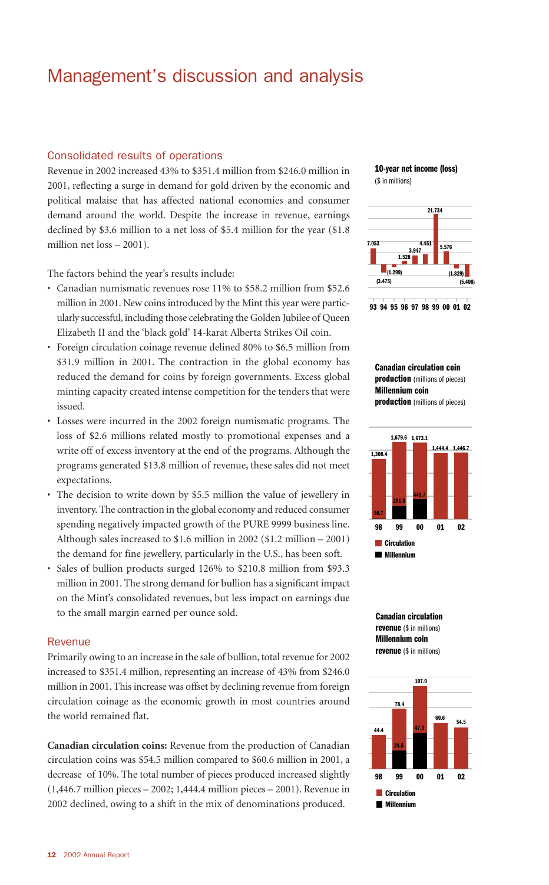# Management's discussion and analysis

## Consolidated results of operations

Revenue in 2002 increased 43% to $351.4 million from $246.0 million in 2001, reflecting a surge in demand for gold driven by the economic and political malaise that has affected national economies and consumer demand around the world. Despite the increase in revenue, earnings declined by $3.6 million to a net loss of $5.4 million for the year ($1.8 million net loss – 2001).

The factors behind the year's results include:

- Canadian numismatic revenues rose 11% to $58.2 million from $52.6 million in 2001. New coins introduced by the Mint this year were particularly successful, including those celebrating the Golden Jubilee of Queen Elizabeth II and the 'black gold' 14-karat Alberta Strikes Oil coin.
- Foreign circulation coinage revenue delined 80% to $6.5 million from $31.9 million in 2001. The contraction in the global economy has reduced the demand for coins by foreign governments. Excess global minting capacity created intense competition for the tenders that were issued.
- Losses were incurred in the 2002 foreign numismatic programs. The loss of $2.6 millions related mostly to promotional expenses and a write off of excess inventory at the end of the programs. Although the programs generated $13.8 million of revenue, these sales did not meet expectations.
- The decision to write down by $5.5 million the value of jewellery in inventory. The contraction in the global economy and reduced consumer spending negatively impacted growth of the PURE 9999 business line. Although sales increased to $1.6 million in 2002 ($1.2 million – 2001) the demand for fine jewellery, particularly in the U.S., has been soft.
- Sales of bullion products surged 126% to $210.8 million from $93.3 million in 2001. The strong demand for bullion has a significant impact on the Mint's consolidated revenues, but less impact on earnings due to the small margin earned per ounce sold.

## Revenue

Primarily owing to an increase in the sale of bullion, total revenue for 2002 increased to $351.4 million, representing an increase of 43% from $246.0 million in 2001. This increase was offset by declining revenue from foreign circulation coinage as the economic growth in most countries around the world remained flat.

**Canadian circulation coins:** Revenue from the production of Canadian circulation coins was $54.5 million compared to $60.6 million in 2001, a decrease of 10%. The total number of pieces produced increased slightly (1,446.7 million pieces – 2002; 1,444.4 million pieces – 2001). Revenue in 2002 declined, owing to a shift in the mix of denominations produced.

**10-year net income (loss)** ($ in millions)

| Year | 93 | 94 | 95 | 96 | 97 | 98 | 99 | 00 | 01 | 02 |
|---|---|---|---|---|---|---|---|---|---|---|
| Net income (loss) | 7.053 | (3.475) | (1.299) | 1.528 | 3.947 | 4.451 | 21.734 | 5.576 | (1.829) | (5.408) |

**Canadian circulation coin production** (millions of pieces)
**Millennium coin production** (millions of pieces)

| Year | 98 | 99 | 00 | 01 | 02 |
|---|---|---|---|---|---|
| Circulation | 1,308.4 | 1,679.6 | 1,673.1 | 1,444.4 | 1,446.7 |
| Millennium | 10.7 | 291.5 | 445.7 | | |

**Canadian circulation revenue** ($ in millions)
**Millennium coin revenue** ($ in millions)

| Year | 98 | 99 | 00 | 01 | 02 |
|---|---|---|---|---|---|
| Circulation | 44.4 | 78.4 | 107.9 | 60.6 | 54.5 |
| Millennium | | 24.5 | 47.3 | | |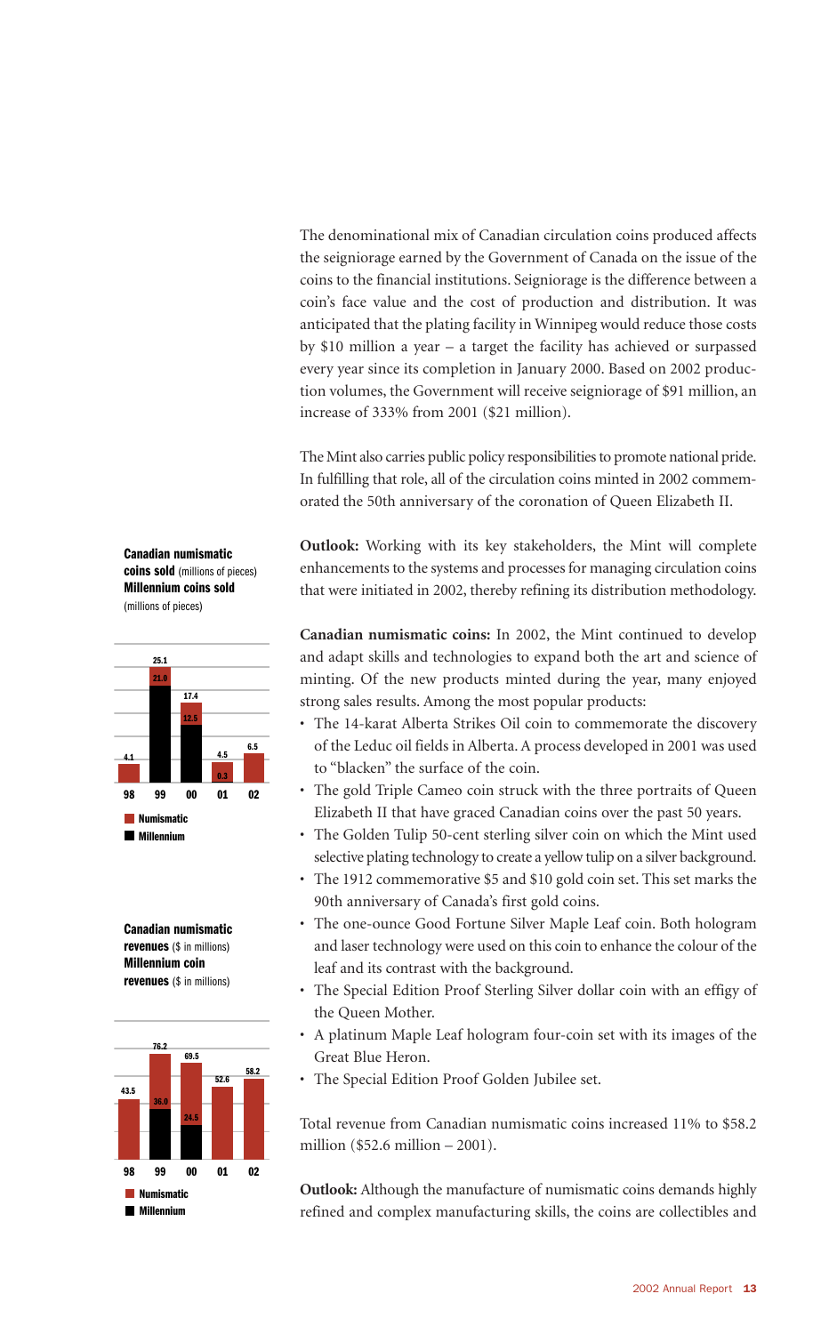The denominational mix of Canadian circulation coins produced affects the seigniorage earned by the Government of Canada on the issue of the coins to the financial institutions. Seigniorage is the difference between a coin's face value and the cost of production and distribution. It was anticipated that the plating facility in Winnipeg would reduce those costs by $10 million a year – a target the facility has achieved or surpassed every year since its completion in January 2000. Based on 2002 production volumes, the Government will receive seigniorage of $91 million, an increase of 333% from 2001 ($21 million).

The Mint also carries public policy responsibilities to promote national pride. In fulfilling that role, all of the circulation coins minted in 2002 commemorated the 50th anniversary of the coronation of Queen Elizabeth II.

**Outlook:** Working with its key stakeholders, the Mint will complete enhancements to the systems and processes for managing circulation coins that were initiated in 2002, thereby refining its distribution methodology.

**Canadian numismatic coins sold** (millions of pieces)
**Millennium coins sold** (millions of pieces)

| Year | Numismatic | Millennium | Total |
|---|---|---|---|
| 98 | 4.1 | | 4.1 |
| 99 | | 21.0 | 25.1 |
| 00 | | 12.5 | 17.4 |
| 01 | | 0.3 | 4.5 |
| 02 | 6.5 | | 6.5 |

**Canadian numismatic coins:** In 2002, the Mint continued to develop and adapt skills and technologies to expand both the art and science of minting. Of the new products minted during the year, many enjoyed strong sales results. Among the most popular products:

- The 14-karat Alberta Strikes Oil coin to commemorate the discovery of the Leduc oil fields in Alberta. A process developed in 2001 was used to "blacken" the surface of the coin.
- The gold Triple Cameo coin struck with the three portraits of Queen Elizabeth II that have graced Canadian coins over the past 50 years.
- The Golden Tulip 50-cent sterling silver coin on which the Mint used selective plating technology to create a yellow tulip on a silver background.
- The 1912 commemorative $5 and $10 gold coin set. This set marks the 90th anniversary of Canada's first gold coins.
- The one-ounce Good Fortune Silver Maple Leaf coin. Both hologram and laser technology were used on this coin to enhance the colour of the leaf and its contrast with the background.
- The Special Edition Proof Sterling Silver dollar coin with an effigy of the Queen Mother.
- A platinum Maple Leaf hologram four-coin set with its images of the Great Blue Heron.
- The Special Edition Proof Golden Jubilee set.

**Canadian numismatic revenues** ($ in millions)
**Millennium coin revenues** ($ in millions)

| Year | Numismatic | Millennium | Total |
|---|---|---|---|
| 98 | 43.5 | | 43.5 |
| 99 | | 36.0 | 76.2 |
| 00 | | 24.5 | 69.5 |
| 01 | 52.6 | | 52.6 |
| 02 | 58.2 | | 58.2 |

Total revenue from Canadian numismatic coins increased 11% to $58.2 million ($52.6 million – 2001).

**Outlook:** Although the manufacture of numismatic coins demands highly refined and complex manufacturing skills, the coins are collectibles and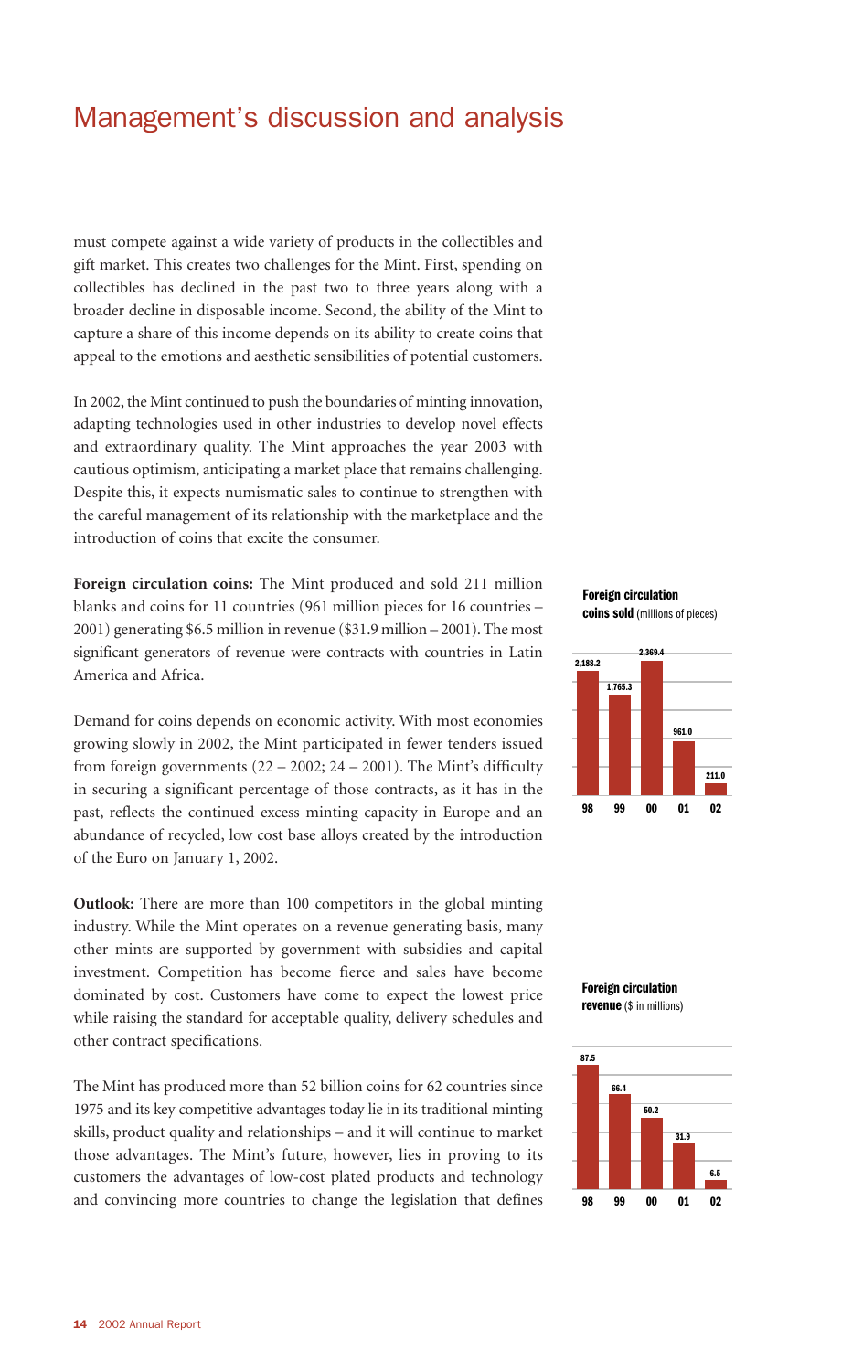# Management's discussion and analysis

must compete against a wide variety of products in the collectibles and gift market. This creates two challenges for the Mint. First, spending on collectibles has declined in the past two to three years along with a broader decline in disposable income. Second, the ability of the Mint to capture a share of this income depends on its ability to create coins that appeal to the emotions and aesthetic sensibilities of potential customers.

In 2002, the Mint continued to push the boundaries of minting innovation, adapting technologies used in other industries to develop novel effects and extraordinary quality. The Mint approaches the year 2003 with cautious optimism, anticipating a market place that remains challenging. Despite this, it expects numismatic sales to continue to strengthen with the careful management of its relationship with the marketplace and the introduction of coins that excite the consumer.

**Foreign circulation coins:** The Mint produced and sold 211 million blanks and coins for 11 countries (961 million pieces for 16 countries – 2001) generating $6.5 million in revenue ($31.9 million – 2001). The most significant generators of revenue were contracts with countries in Latin America and Africa.

Demand for coins depends on economic activity. With most economies growing slowly in 2002, the Mint participated in fewer tenders issued from foreign governments (22 – 2002; 24 – 2001). The Mint's difficulty in securing a significant percentage of those contracts, as it has in the past, reflects the continued excess minting capacity in Europe and an abundance of recycled, low cost base alloys created by the introduction of the Euro on January 1, 2002.

**Outlook:** There are more than 100 competitors in the global minting industry. While the Mint operates on a revenue generating basis, many other mints are supported by government with subsidies and capital investment. Competition has become fierce and sales have become dominated by cost. Customers have come to expect the lowest price while raising the standard for acceptable quality, delivery schedules and other contract specifications.

The Mint has produced more than 52 billion coins for 62 countries since 1975 and its key competitive advantages today lie in its traditional minting skills, product quality and relationships – and it will continue to market those advantages. The Mint's future, however, lies in proving to its customers the advantages of low-cost plated products and technology and convincing more countries to change the legislation that defines

**Foreign circulation coins sold** (millions of pieces)

| 98 | 99 | 00 | 01 | 02 |
|---|---|---|---|---|
| 2,188.2 | 1,765.3 | 2,369.4 | 961.0 | 211.0 |

**Foreign circulation revenue** ($ in millions)

| 98 | 99 | 00 | 01 | 02 |
|---|---|---|---|---|
| 87.5 | 66.4 | 50.2 | 31.9 | 6.5 |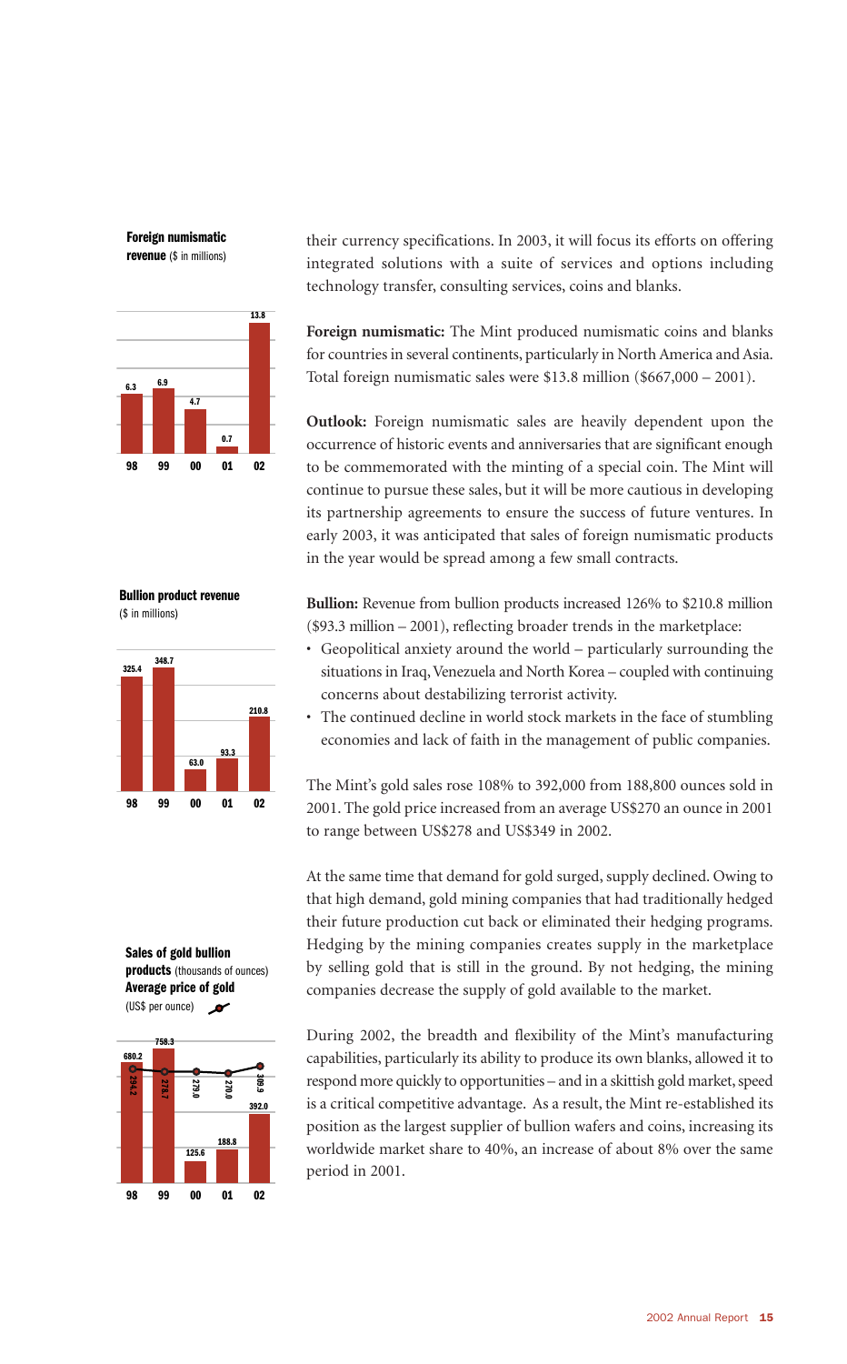**Foreign numismatic revenue** ($ in millions)

| 98 | 99 | 00 | 01 | 02 |
|---|---|---|---|---|
| 6.3 | 6.9 | 4.7 | 0.7 | 13.8 |

**Bullion product revenue** ($ in millions)

| 98 | 99 | 00 | 01 | 02 |
|---|---|---|---|---|
| 325.4 | 348.7 | 63.0 | 93.3 | 210.8 |

**Sales of gold bullion products** (thousands of ounces)
**Average price of gold** (US$ per ounce)

| | 98 | 99 | 00 | 01 | 02 |
|---|---|---|---|---|---|
| Sales of gold bullion products | 680.2 | 758.3 | 125.6 | 188.8 | 392.0 |
| Average price of gold | 294.2 | 278.7 | 279.0 | 270.0 | 309.9 |

their currency specifications. In 2003, it will focus its efforts on offering integrated solutions with a suite of services and options including technology transfer, consulting services, coins and blanks.

**Foreign numismatic:** The Mint produced numismatic coins and blanks for countries in several continents, particularly in North America and Asia. Total foreign numismatic sales were $13.8 million ($667,000 – 2001).

**Outlook:** Foreign numismatic sales are heavily dependent upon the occurrence of historic events and anniversaries that are significant enough to be commemorated with the minting of a special coin. The Mint will continue to pursue these sales, but it will be more cautious in developing its partnership agreements to ensure the success of future ventures. In early 2003, it was anticipated that sales of foreign numismatic products in the year would be spread among a few small contracts.

**Bullion:** Revenue from bullion products increased 126% to $210.8 million ($93.3 million – 2001), reflecting broader trends in the marketplace:

- Geopolitical anxiety around the world – particularly surrounding the situations in Iraq, Venezuela and North Korea – coupled with continuing concerns about destabilizing terrorist activity.
- The continued decline in world stock markets in the face of stumbling economies and lack of faith in the management of public companies.

The Mint's gold sales rose 108% to 392,000 from 188,800 ounces sold in 2001. The gold price increased from an average US$270 an ounce in 2001 to range between US$278 and US$349 in 2002.

At the same time that demand for gold surged, supply declined. Owing to that high demand, gold mining companies that had traditionally hedged their future production cut back or eliminated their hedging programs. Hedging by the mining companies creates supply in the marketplace by selling gold that is still in the ground. By not hedging, the mining companies decrease the supply of gold available to the market.

During 2002, the breadth and flexibility of the Mint's manufacturing capabilities, particularly its ability to produce its own blanks, allowed it to respond more quickly to opportunities – and in a skittish gold market, speed is a critical competitive advantage. As a result, the Mint re-established its position as the largest supplier of bullion wafers and coins, increasing its worldwide market share to 40%, an increase of about 8% over the same period in 2001.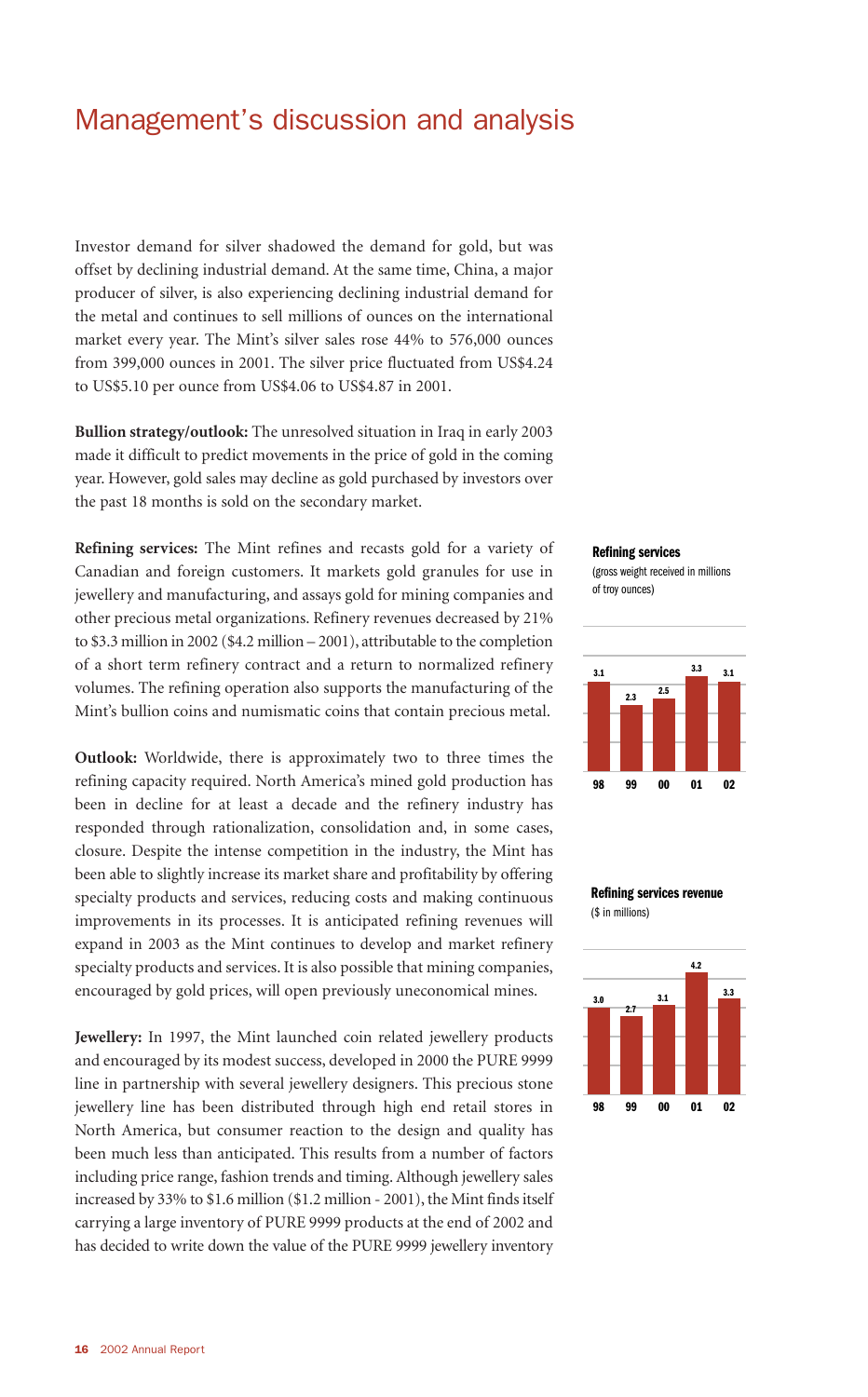# Management's discussion and analysis

Investor demand for silver shadowed the demand for gold, but was offset by declining industrial demand. At the same time, China, a major producer of silver, is also experiencing declining industrial demand for the metal and continues to sell millions of ounces on the international market every year. The Mint's silver sales rose 44% to 576,000 ounces from 399,000 ounces in 2001. The silver price fluctuated from US$4.24 to US$5.10 per ounce from US$4.06 to US$4.87 in 2001.

**Bullion strategy/outlook:** The unresolved situation in Iraq in early 2003 made it difficult to predict movements in the price of gold in the coming year. However, gold sales may decline as gold purchased by investors over the past 18 months is sold on the secondary market.

**Refining services:** The Mint refines and recasts gold for a variety of Canadian and foreign customers. It markets gold granules for use in jewellery and manufacturing, and assays gold for mining companies and other precious metal organizations. Refinery revenues decreased by 21% to $3.3 million in 2002 ($4.2 million – 2001), attributable to the completion of a short term refinery contract and a return to normalized refinery volumes. The refining operation also supports the manufacturing of the Mint's bullion coins and numismatic coins that contain precious metal.

**Outlook:** Worldwide, there is approximately two to three times the refining capacity required. North America's mined gold production has been in decline for at least a decade and the refinery industry has responded through rationalization, consolidation and, in some cases, closure. Despite the intense competition in the industry, the Mint has been able to slightly increase its market share and profitability by offering specialty products and services, reducing costs and making continuous improvements in its processes. It is anticipated refining revenues will expand in 2003 as the Mint continues to develop and market refinery specialty products and services. It is also possible that mining companies, encouraged by gold prices, will open previously uneconomical mines.

**Jewellery:** In 1997, the Mint launched coin related jewellery products and encouraged by its modest success, developed in 2000 the PURE 9999 line in partnership with several jewellery designers. This precious stone jewellery line has been distributed through high end retail stores in North America, but consumer reaction to the design and quality has been much less than anticipated. This results from a number of factors including price range, fashion trends and timing. Although jewellery sales increased by 33% to $1.6 million ($1.2 million - 2001), the Mint finds itself carrying a large inventory of PURE 9999 products at the end of 2002 and has decided to write down the value of the PURE 9999 jewellery inventory

**Refining services**
(gross weight received in millions of troy ounces)

| 98 | 99 | 00 | 01 | 02 |
|---|---|---|---|---|
| 3.1 | 2.3 | 2.5 | 3.3 | 3.1 |

**Refining services revenue**
($ in millions)

| 98 | 99 | 00 | 01 | 02 |
|---|---|---|---|---|
| 3.0 | 2.7 | 3.1 | 4.2 | 3.3 |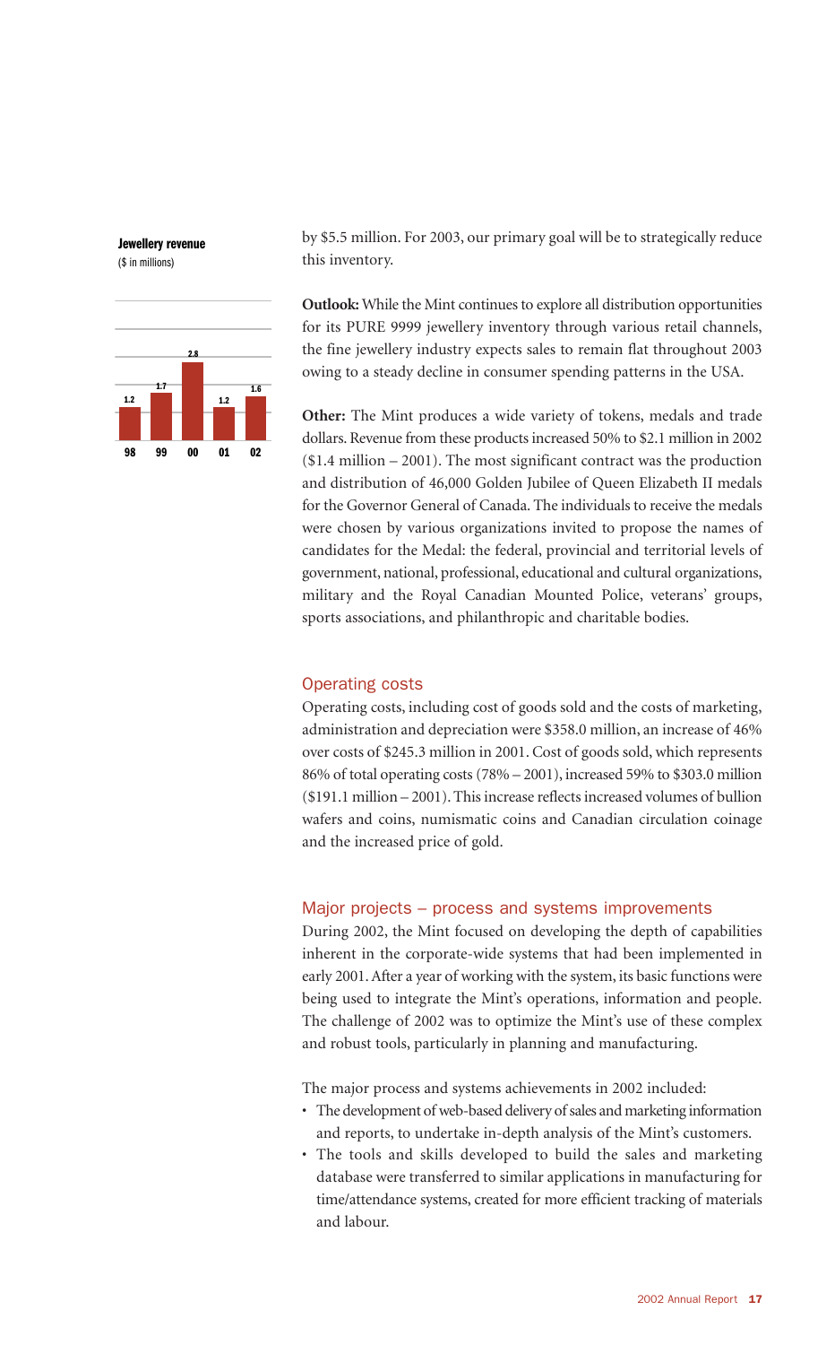**Jewellery revenue**
($ in millions)

| 98 | 99 | 00 | 01 | 02 |
|---|---|---|---|---|
| 1.2 | 1.7 | 2.8 | 1.2 | 1.6 |

by $5.5 million. For 2003, our primary goal will be to strategically reduce this inventory.

**Outlook:** While the Mint continues to explore all distribution opportunities for its PURE 9999 jewellery inventory through various retail channels, the fine jewellery industry expects sales to remain flat throughout 2003 owing to a steady decline in consumer spending patterns in the USA.

**Other:** The Mint produces a wide variety of tokens, medals and trade dollars. Revenue from these products increased 50% to $2.1 million in 2002 ($1.4 million – 2001). The most significant contract was the production and distribution of 46,000 Golden Jubilee of Queen Elizabeth II medals for the Governor General of Canada. The individuals to receive the medals were chosen by various organizations invited to propose the names of candidates for the Medal: the federal, provincial and territorial levels of government, national, professional, educational and cultural organizations, military and the Royal Canadian Mounted Police, veterans' groups, sports associations, and philanthropic and charitable bodies.

## Operating costs

Operating costs, including cost of goods sold and the costs of marketing, administration and depreciation were $358.0 million, an increase of 46% over costs of $245.3 million in 2001. Cost of goods sold, which represents 86% of total operating costs (78% – 2001), increased 59% to $303.0 million ($191.1 million – 2001). This increase reflects increased volumes of bullion wafers and coins, numismatic coins and Canadian circulation coinage and the increased price of gold.

## Major projects – process and systems improvements

During 2002, the Mint focused on developing the depth of capabilities inherent in the corporate-wide systems that had been implemented in early 2001. After a year of working with the system, its basic functions were being used to integrate the Mint's operations, information and people. The challenge of 2002 was to optimize the Mint's use of these complex and robust tools, particularly in planning and manufacturing.

The major process and systems achievements in 2002 included:

- The development of web-based delivery of sales and marketing information and reports, to undertake in-depth analysis of the Mint's customers.
- The tools and skills developed to build the sales and marketing database were transferred to similar applications in manufacturing for time/attendance systems, created for more efficient tracking of materials and labour.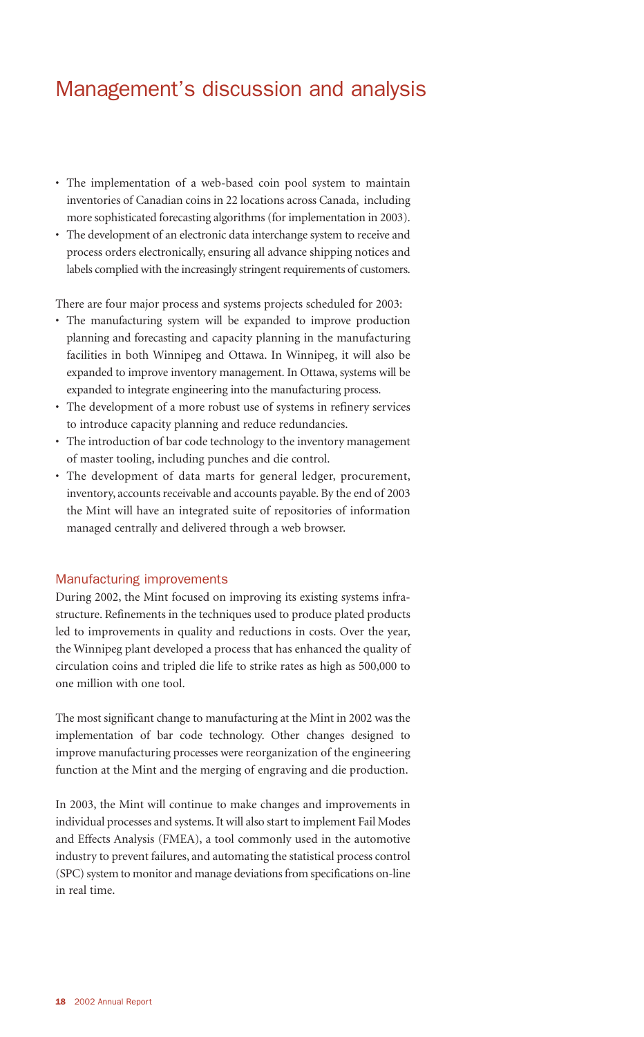# Management's discussion and analysis

- The implementation of a web-based coin pool system to maintain inventories of Canadian coins in 22 locations across Canada, including more sophisticated forecasting algorithms (for implementation in 2003).
- The development of an electronic data interchange system to receive and process orders electronically, ensuring all advance shipping notices and labels complied with the increasingly stringent requirements of customers.

There are four major process and systems projects scheduled for 2003:

- The manufacturing system will be expanded to improve production planning and forecasting and capacity planning in the manufacturing facilities in both Winnipeg and Ottawa. In Winnipeg, it will also be expanded to improve inventory management. In Ottawa, systems will be expanded to integrate engineering into the manufacturing process.
- The development of a more robust use of systems in refinery services to introduce capacity planning and reduce redundancies.
- The introduction of bar code technology to the inventory management of master tooling, including punches and die control.
- The development of data marts for general ledger, procurement, inventory, accounts receivable and accounts payable. By the end of 2003 the Mint will have an integrated suite of repositories of information managed centrally and delivered through a web browser.

## Manufacturing improvements

During 2002, the Mint focused on improving its existing systems infrastructure. Refinements in the techniques used to produce plated products led to improvements in quality and reductions in costs. Over the year, the Winnipeg plant developed a process that has enhanced the quality of circulation coins and tripled die life to strike rates as high as 500,000 to one million with one tool.

The most significant change to manufacturing at the Mint in 2002 was the implementation of bar code technology. Other changes designed to improve manufacturing processes were reorganization of the engineering function at the Mint and the merging of engraving and die production.

In 2003, the Mint will continue to make changes and improvements in individual processes and systems. It will also start to implement Fail Modes and Effects Analysis (FMEA), a tool commonly used in the automotive industry to prevent failures, and automating the statistical process control (SPC) system to monitor and manage deviations from specifications on-line in real time.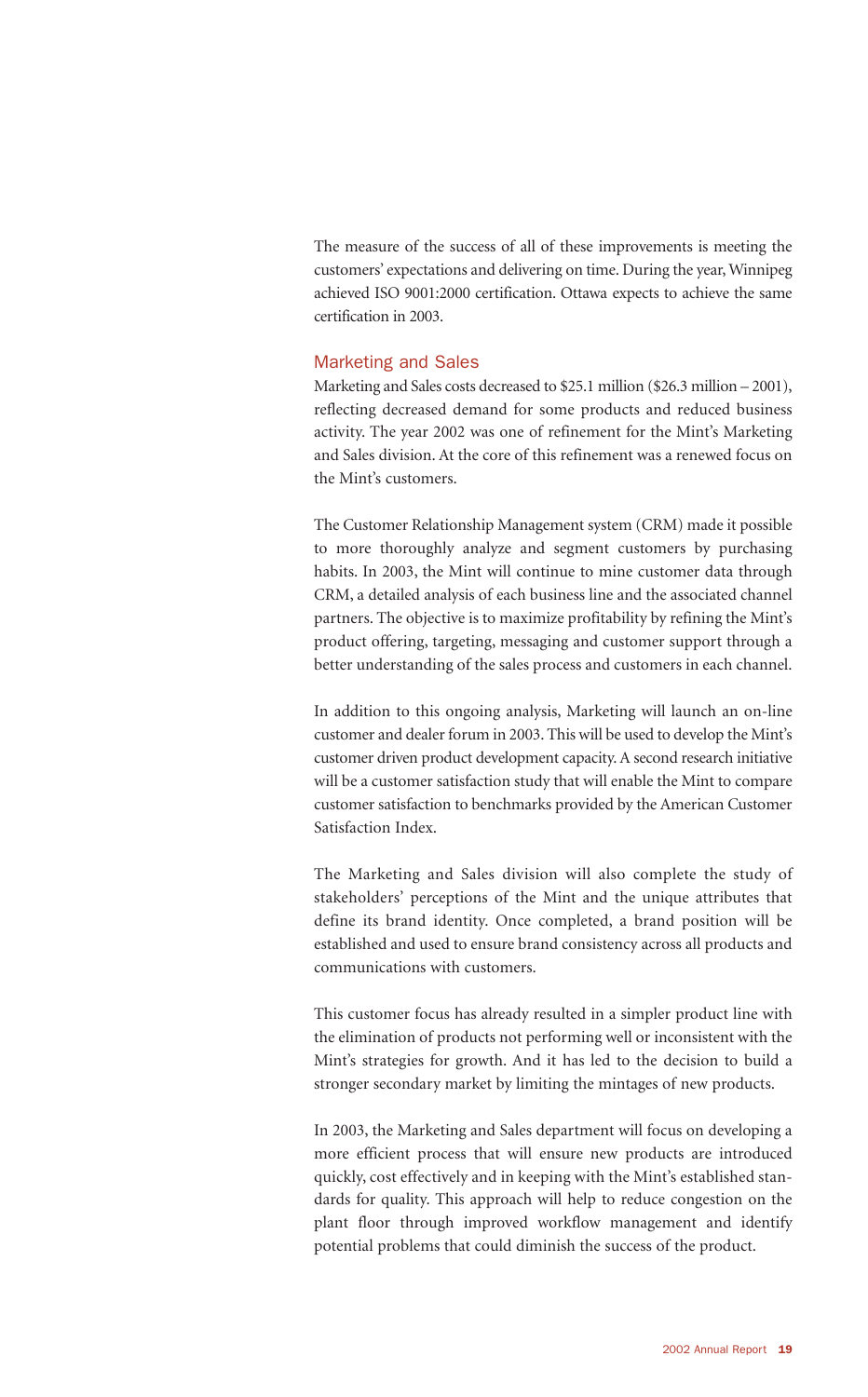The measure of the success of all of these improvements is meeting the customers' expectations and delivering on time. During the year, Winnipeg achieved ISO 9001:2000 certification. Ottawa expects to achieve the same certification in 2003.

## Marketing and Sales

Marketing and Sales costs decreased to $25.1 million ($26.3 million – 2001), reflecting decreased demand for some products and reduced business activity. The year 2002 was one of refinement for the Mint's Marketing and Sales division. At the core of this refinement was a renewed focus on the Mint's customers.

The Customer Relationship Management system (CRM) made it possible to more thoroughly analyze and segment customers by purchasing habits. In 2003, the Mint will continue to mine customer data through CRM, a detailed analysis of each business line and the associated channel partners. The objective is to maximize profitability by refining the Mint's product offering, targeting, messaging and customer support through a better understanding of the sales process and customers in each channel.

In addition to this ongoing analysis, Marketing will launch an on-line customer and dealer forum in 2003. This will be used to develop the Mint's customer driven product development capacity. A second research initiative will be a customer satisfaction study that will enable the Mint to compare customer satisfaction to benchmarks provided by the American Customer Satisfaction Index.

The Marketing and Sales division will also complete the study of stakeholders' perceptions of the Mint and the unique attributes that define its brand identity. Once completed, a brand position will be established and used to ensure brand consistency across all products and communications with customers.

This customer focus has already resulted in a simpler product line with the elimination of products not performing well or inconsistent with the Mint's strategies for growth. And it has led to the decision to build a stronger secondary market by limiting the mintages of new products.

In 2003, the Marketing and Sales department will focus on developing a more efficient process that will ensure new products are introduced quickly, cost effectively and in keeping with the Mint's established standards for quality. This approach will help to reduce congestion on the plant floor through improved workflow management and identify potential problems that could diminish the success of the product.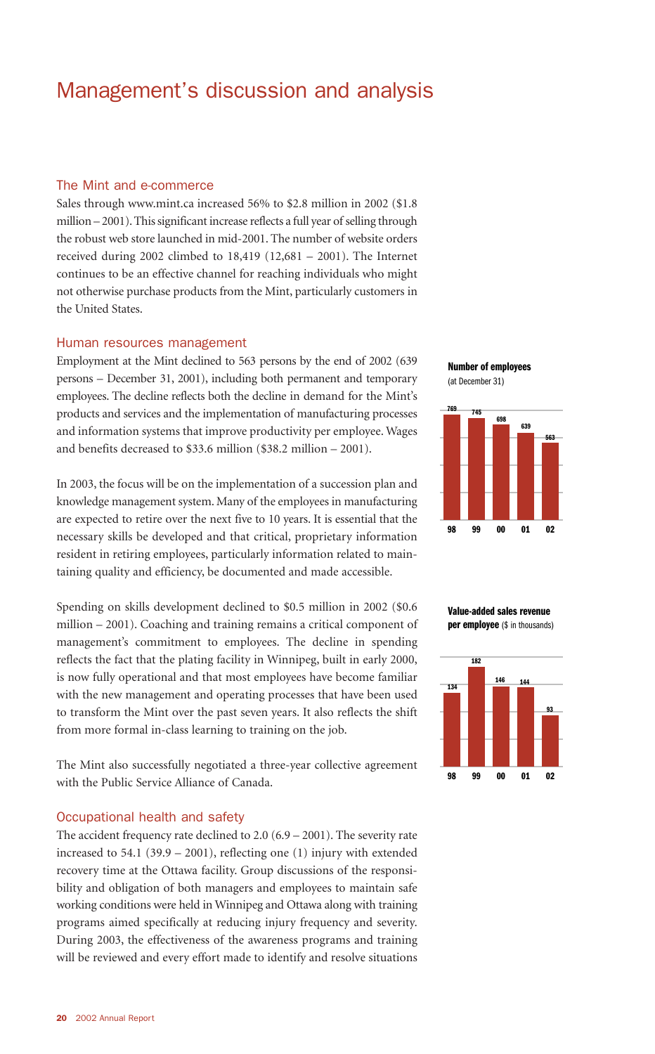# Management's discussion and analysis

## The Mint and e-commerce

Sales through www.mint.ca increased 56% to $2.8 million in 2002 ($1.8 million – 2001). This significant increase reflects a full year of selling through the robust web store launched in mid-2001. The number of website orders received during 2002 climbed to 18,419 (12,681 – 2001). The Internet continues to be an effective channel for reaching individuals who might not otherwise purchase products from the Mint, particularly customers in the United States.

## Human resources management

Employment at the Mint declined to 563 persons by the end of 2002 (639 persons – December 31, 2001), including both permanent and temporary employees. The decline reflects both the decline in demand for the Mint's products and services and the implementation of manufacturing processes and information systems that improve productivity per employee. Wages and benefits decreased to $33.6 million ($38.2 million – 2001).

In 2003, the focus will be on the implementation of a succession plan and knowledge management system. Many of the employees in manufacturing are expected to retire over the next five to 10 years. It is essential that the necessary skills be developed and that critical, proprietary information resident in retiring employees, particularly information related to maintaining quality and efficiency, be documented and made accessible.

Spending on skills development declined to $0.5 million in 2002 ($0.6 million – 2001). Coaching and training remains a critical component of management's commitment to employees. The decline in spending reflects the fact that the plating facility in Winnipeg, built in early 2000, is now fully operational and that most employees have become familiar with the new management and operating processes that have been used to transform the Mint over the past seven years. It also reflects the shift from more formal in-class learning to training on the job.

The Mint also successfully negotiated a three-year collective agreement with the Public Service Alliance of Canada.

## Occupational health and safety

The accident frequency rate declined to 2.0 (6.9 – 2001). The severity rate increased to 54.1 (39.9 – 2001), reflecting one (1) injury with extended recovery time at the Ottawa facility. Group discussions of the responsibility and obligation of both managers and employees to maintain safe working conditions were held in Winnipeg and Ottawa along with training programs aimed specifically at reducing injury frequency and severity. During 2003, the effectiveness of the awareness programs and training will be reviewed and every effort made to identify and resolve situations

**Number of employees** (at December 31)

| 98 | 99 | 00 | 01 | 02 |
|---|---|---|---|---|
| 769 | 745 | 698 | 639 | 563 |

**Value-added sales revenue per employee** ($ in thousands)

| 98 | 99 | 00 | 01 | 02 |
|---|---|---|---|---|
| 134 | 182 | 146 | 144 | 93 |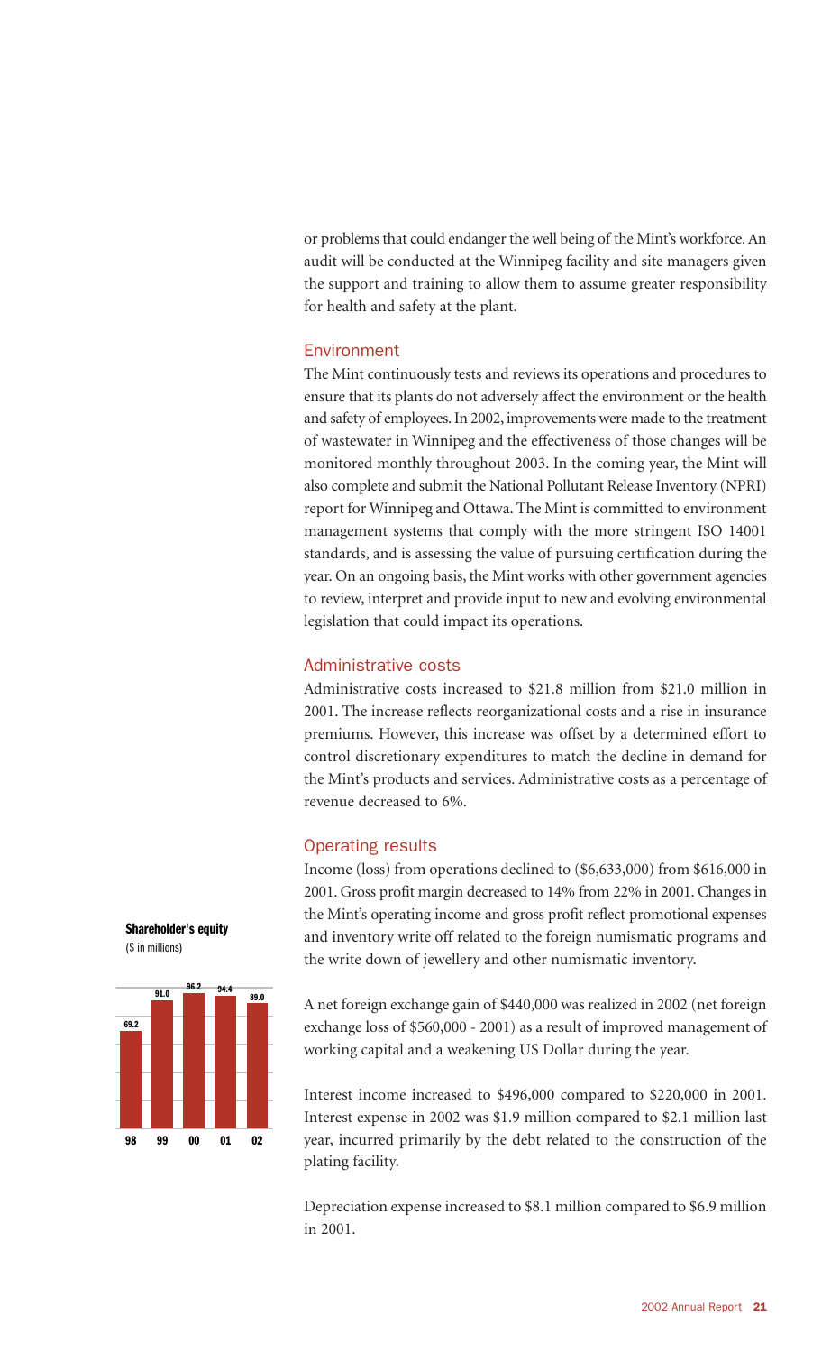or problems that could endanger the well being of the Mint's workforce. An audit will be conducted at the Winnipeg facility and site managers given the support and training to allow them to assume greater responsibility for health and safety at the plant.

## Environment

The Mint continuously tests and reviews its operations and procedures to ensure that its plants do not adversely affect the environment or the health and safety of employees. In 2002, improvements were made to the treatment of wastewater in Winnipeg and the effectiveness of those changes will be monitored monthly throughout 2003. In the coming year, the Mint will also complete and submit the National Pollutant Release Inventory (NPRI) report for Winnipeg and Ottawa. The Mint is committed to environment management systems that comply with the more stringent ISO 14001 standards, and is assessing the value of pursuing certification during the year. On an ongoing basis, the Mint works with other government agencies to review, interpret and provide input to new and evolving environmental legislation that could impact its operations.

## Administrative costs

Administrative costs increased to $21.8 million from $21.0 million in 2001. The increase reflects reorganizational costs and a rise in insurance premiums. However, this increase was offset by a determined effort to control discretionary expenditures to match the decline in demand for the Mint's products and services. Administrative costs as a percentage of revenue decreased to 6%.

## Operating results

Income (loss) from operations declined to ($6,633,000) from $616,000 in 2001. Gross profit margin decreased to 14% from 22% in 2001. Changes in the Mint's operating income and gross profit reflect promotional expenses and inventory write off related to the foreign numismatic programs and the write down of jewellery and other numismatic inventory.

A net foreign exchange gain of $440,000 was realized in 2002 (net foreign exchange loss of $560,000 - 2001) as a result of improved management of working capital and a weakening US Dollar during the year.

Interest income increased to $496,000 compared to $220,000 in 2001. Interest expense in 2002 was $1.9 million compared to $2.1 million last year, incurred primarily by the debt related to the construction of the plating facility.

Depreciation expense increased to $8.1 million compared to $6.9 million in 2001.

**Shareholder's equity**
($ in millions)

| Year | 98 | 99 | 00 | 01 | 02 |
|---|---|---|---|---|---|
| Shareholder's equity | 69.2 | 91.0 | 96.2 | 94.4 | 89.0 |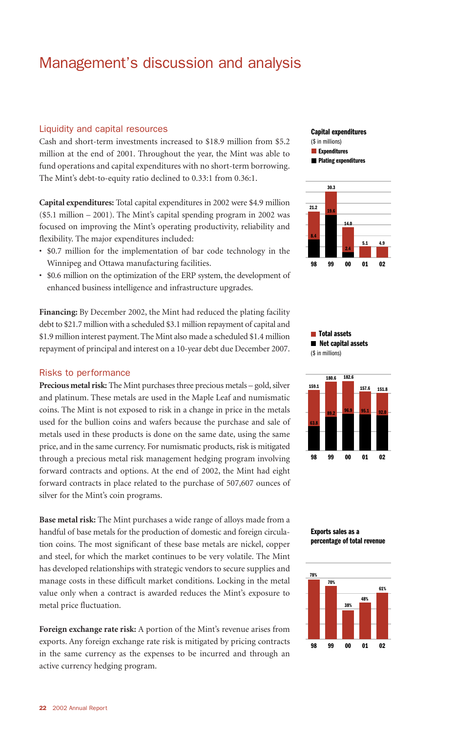# Management's discussion and analysis

## Liquidity and capital resources

Cash and short-term investments increased to $18.9 million from $5.2 million at the end of 2001. Throughout the year, the Mint was able to fund operations and capital expenditures with no short-term borrowing. The Mint's debt-to-equity ratio declined to 0.33:1 from 0.36:1.

**Capital expenditures:** Total capital expenditures in 2002 were $4.9 million ($5.1 million – 2001). The Mint's capital spending program in 2002 was focused on improving the Mint's operating productivity, reliability and flexibility. The major expenditures included:

- $0.7 million for the implementation of bar code technology in the Winnipeg and Ottawa manufacturing facilities.
- $0.6 million on the optimization of the ERP system, the development of enhanced business intelligence and infrastructure upgrades.

**Financing:** By December 2002, the Mint had reduced the plating facility debt to $21.7 million with a scheduled $3.1 million repayment of capital and $1.9 million interest payment. The Mint also made a scheduled $1.4 million repayment of principal and interest on a 10-year debt due December 2007.

## Risks to performance

**Precious metal risk:** The Mint purchases three precious metals – gold, silver and platinum. These metals are used in the Maple Leaf and numismatic coins. The Mint is not exposed to risk in a change in price in the metals used for the bullion coins and wafers because the purchase and sale of metals used in these products is done on the same date, using the same price, and in the same currency. For numismatic products, risk is mitigated through a precious metal risk management hedging program involving forward contracts and options. At the end of 2002, the Mint had eight forward contracts in place related to the purchase of 507,607 ounces of silver for the Mint's coin programs.

**Base metal risk:** The Mint purchases a wide range of alloys made from a handful of base metals for the production of domestic and foreign circulation coins. The most significant of these base metals are nickel, copper and steel, for which the market continues to be very volatile. The Mint has developed relationships with strategic vendors to secure supplies and manage costs in these difficult market conditions. Locking in the metal value only when a contract is awarded reduces the Mint's exposure to metal price fluctuation.

**Foreign exchange rate risk:** A portion of the Mint's revenue arises from exports. Any foreign exchange rate risk is mitigated by pricing contracts in the same currency as the expenses to be incurred and through an active currency hedging program.

**Capital expenditures**
($ in millions)

| | 98 | 99 | 00 | 01 | 02 |
|---|---|---|---|---|---|
| Expenditures | 21.2 | 30.3 | 14.0 | 5.1 | 4.9 |
| Plating expenditures | 8.4 | 19.6 | 2.4 | | |

**Total assets / Net capital assets**
($ in millions)

| | 98 | 99 | 00 | 01 | 02 |
|---|---|---|---|---|---|
| Total assets | 159.1 | 180.6 | 182.6 | 157.6 | 151.8 |
| Net capital assets | 63.8 | 89.2 | 96.9 | 95.1 | 92.0 |

**Exports sales as a percentage of total revenue**

| 98 | 99 | 00 | 01 | 02 |
|---|---|---|---|---|
| 78% | 70% | 38% | 48% | 61% |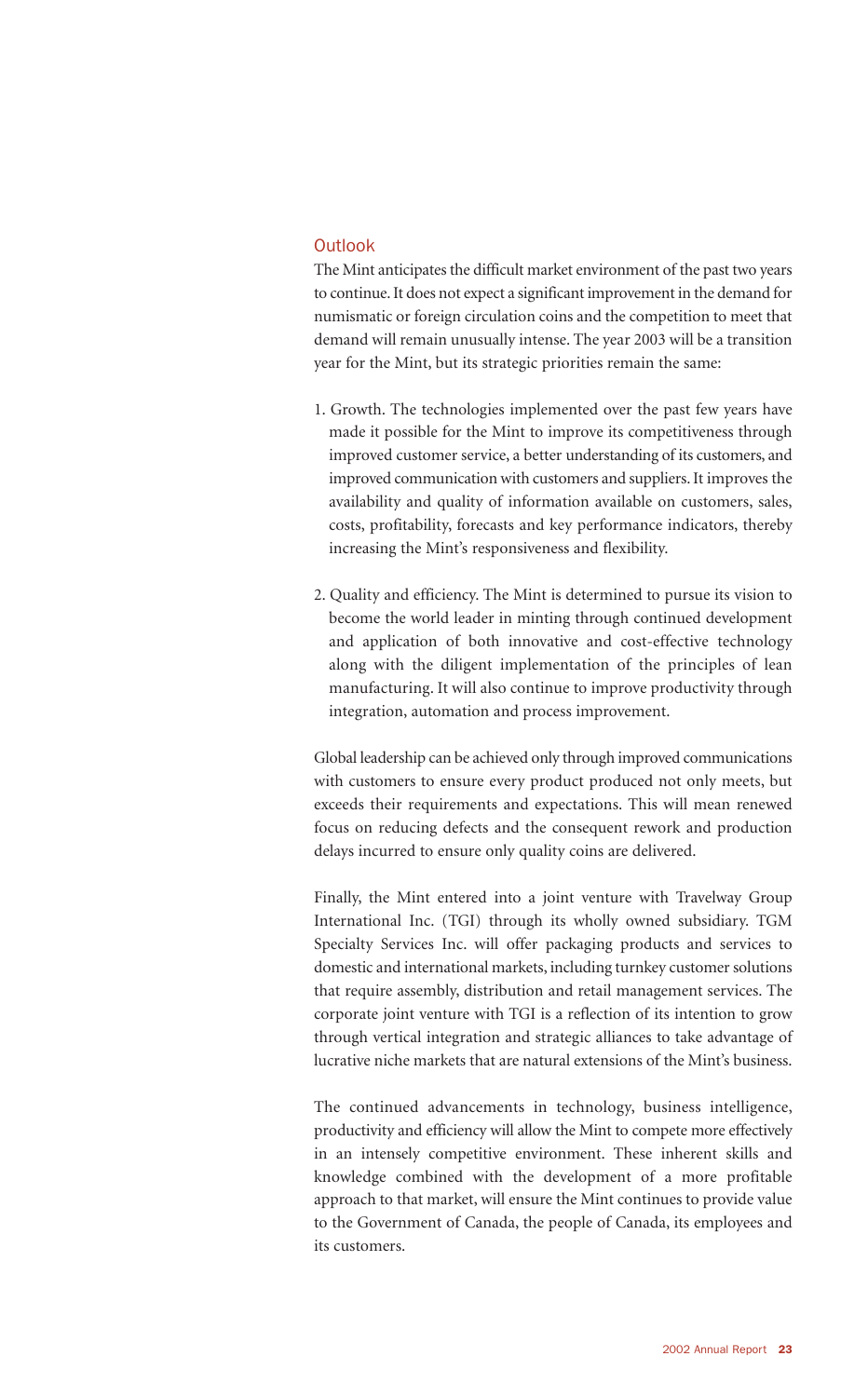## Outlook

The Mint anticipates the difficult market environment of the past two years to continue. It does not expect a significant improvement in the demand for numismatic or foreign circulation coins and the competition to meet that demand will remain unusually intense. The year 2003 will be a transition year for the Mint, but its strategic priorities remain the same:

1. Growth. The technologies implemented over the past few years have made it possible for the Mint to improve its competitiveness through improved customer service, a better understanding of its customers, and improved communication with customers and suppliers. It improves the availability and quality of information available on customers, sales, costs, profitability, forecasts and key performance indicators, thereby increasing the Mint's responsiveness and flexibility.

2. Quality and efficiency. The Mint is determined to pursue its vision to become the world leader in minting through continued development and application of both innovative and cost-effective technology along with the diligent implementation of the principles of lean manufacturing. It will also continue to improve productivity through integration, automation and process improvement.

Global leadership can be achieved only through improved communications with customers to ensure every product produced not only meets, but exceeds their requirements and expectations. This will mean renewed focus on reducing defects and the consequent rework and production delays incurred to ensure only quality coins are delivered.

Finally, the Mint entered into a joint venture with Travelway Group International Inc. (TGI) through its wholly owned subsidiary. TGM Specialty Services Inc. will offer packaging products and services to domestic and international markets, including turnkey customer solutions that require assembly, distribution and retail management services. The corporate joint venture with TGI is a reflection of its intention to grow through vertical integration and strategic alliances to take advantage of lucrative niche markets that are natural extensions of the Mint's business.

The continued advancements in technology, business intelligence, productivity and efficiency will allow the Mint to compete more effectively in an intensely competitive environment. These inherent skills and knowledge combined with the development of a more profitable approach to that market, will ensure the Mint continues to provide value to the Government of Canada, the people of Canada, its employees and its customers.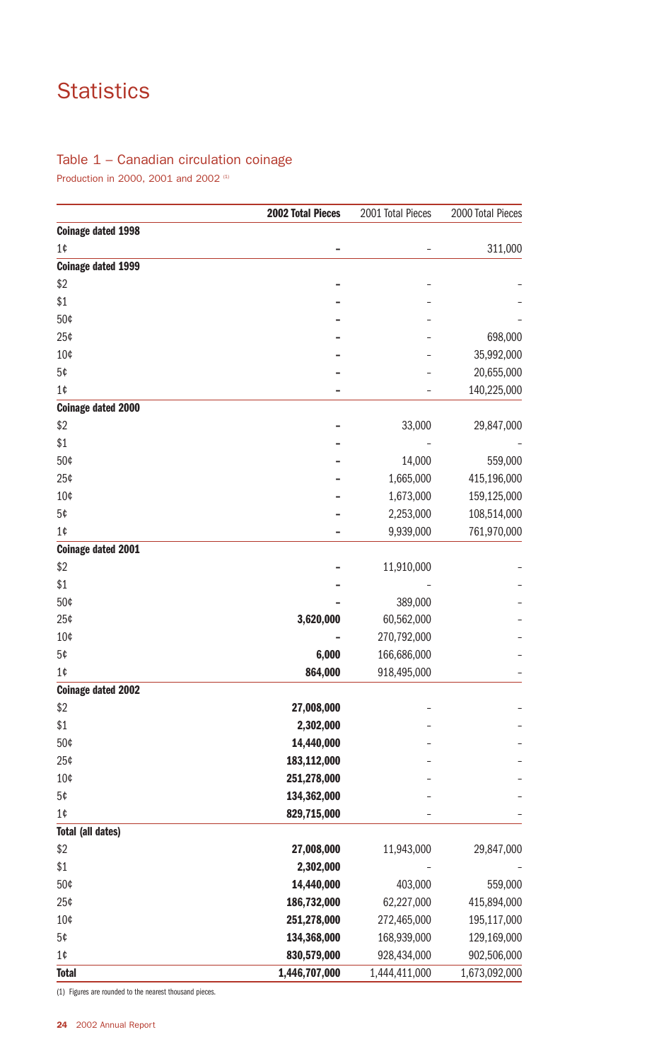# Statistics

## Table 1 – Canadian circulation coinage

Production in 2000, 2001 and 2002 [1]

| | 2002 Total Pieces | 2001 Total Pieces | 2000 Total Pieces |
|---|---|---|---|
| **Coinage dated 1998** | | | |
| 1¢ | – | – | 311,000 |
| **Coinage dated 1999** | | | |
| $2 | – | – | – |
| $1 | – | – | – |
| 50¢ | – | – | – |
| 25¢ | – | – | 698,000 |
| 10¢ | – | – | 35,992,000 |
| 5¢ | – | – | 20,655,000 |
| 1¢ | – | – | 140,225,000 |
| **Coinage dated 2000** | | | |
| $2 | – | 33,000 | 29,847,000 |
| $1 | – | – | – |
| 50¢ | – | 14,000 | 559,000 |
| 25¢ | – | 1,665,000 | 415,196,000 |
| 10¢ | – | 1,673,000 | 159,125,000 |
| 5¢ | – | 2,253,000 | 108,514,000 |
| 1¢ | – | 9,939,000 | 761,970,000 |
| **Coinage dated 2001** | | | |
| $2 | – | 11,910,000 | – |
| $1 | – | – | – |
| 50¢ | – | 389,000 | – |
| 25¢ | **3,620,000** | 60,562,000 | – |
| 10¢ | – | 270,792,000 | – |
| 5¢ | **6,000** | 166,686,000 | – |
| 1¢ | **864,000** | 918,495,000 | – |
| **Coinage dated 2002** | | | |
| $2 | **27,008,000** | – | – |
| $1 | **2,302,000** | – | – |
| 50¢ | **14,440,000** | – | – |
| 25¢ | **183,112,000** | – | – |
| 10¢ | **251,278,000** | – | – |
| 5¢ | **134,362,000** | – | – |
| 1¢ | **829,715,000** | – | – |
| **Total (all dates)** | | | |
| $2 | **27,008,000** | 11,943,000 | 29,847,000 |
| $1 | **2,302,000** | – | – |
| 50¢ | **14,440,000** | 403,000 | 559,000 |
| 25¢ | **186,732,000** | 62,227,000 | 415,894,000 |
| 10¢ | **251,278,000** | 272,465,000 | 195,117,000 |
| 5¢ | **134,368,000** | 168,939,000 | 129,169,000 |
| 1¢ | **830,579,000** | 928,434,000 | 902,506,000 |
| **Total** | **1,446,707,000** | 1,444,411,000 | 1,673,092,000 |

(1) Figures are rounded to the nearest thousand pieces.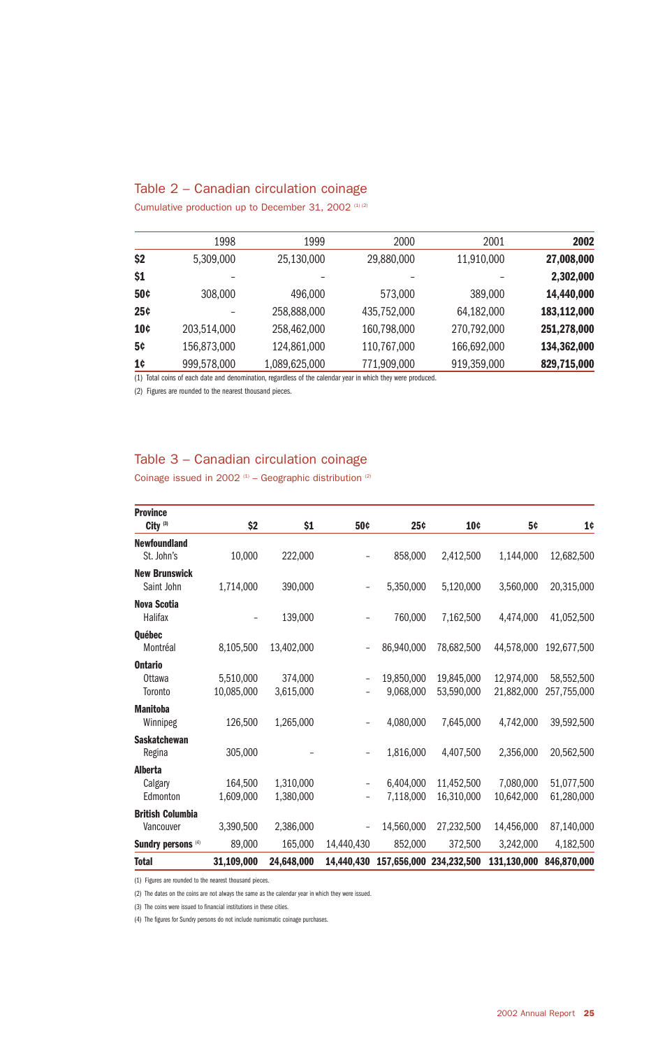## Table 2 – Canadian circulation coinage

Cumulative production up to December 31, 2002 [(1) (2)]

| | 1998 | 1999 | 2000 | 2001 | **2002** |
|---|---|---|---|---|---|
| **$2** | 5,309,000 | 25,130,000 | 29,880,000 | 11,910,000 | **27,008,000** |
| **$1** | – | – | – | – | **2,302,000** |
| **50¢** | 308,000 | 496,000 | 573,000 | 389,000 | **14,440,000** |
| **25¢** | – | 258,888,000 | 435,752,000 | 64,182,000 | **183,112,000** |
| **10¢** | 203,514,000 | 258,462,000 | 160,798,000 | 270,792,000 | **251,278,000** |
| **5¢** | 156,873,000 | 124,861,000 | 110,767,000 | 166,692,000 | **134,362,000** |
| **1¢** | 999,578,000 | 1,089,625,000 | 771,909,000 | 919,359,000 | **829,715,000** |

(1) Total coins of each date and denomination, regardless of the calendar year in which they were produced.

(2) Figures are rounded to the nearest thousand pieces.

## Table 3 – Canadian circulation coinage

Coinage issued in 2002 [(1)] – Geographic distribution [(2)]

| **Province** City [(3)] | **$2** | **$1** | **50¢** | **25¢** | **10¢** | **5¢** | **1¢** |
|---|---|---|---|---|---|---|---|
| **Newfoundland** | | | | | | | |
| St. John's | 10,000 | 222,000 | – | 858,000 | 2,412,500 | 1,144,000 | 12,682,500 |
| **New Brunswick** | | | | | | | |
| Saint John | 1,714,000 | 390,000 | – | 5,350,000 | 5,120,000 | 3,560,000 | 20,315,000 |
| **Nova Scotia** | | | | | | | |
| Halifax | – | 139,000 | – | 760,000 | 7,162,500 | 4,474,000 | 41,052,500 |
| **Québec** | | | | | | | |
| Montréal | 8,105,500 | 13,402,000 | – | 86,940,000 | 78,682,500 | 44,578,000 | 192,677,500 |
| **Ontario** | | | | | | | |
| Ottawa | 5,510,000 | 374,000 | – | 19,850,000 | 19,845,000 | 12,974,000 | 58,552,500 |
| Toronto | 10,085,000 | 3,615,000 | – | 9,068,000 | 53,590,000 | 21,882,000 | 257,755,000 |
| **Manitoba** | | | | | | | |
| Winnipeg | 126,500 | 1,265,000 | – | 4,080,000 | 7,645,000 | 4,742,000 | 39,592,500 |
| **Saskatchewan** | | | | | | | |
| Regina | 305,000 | – | – | 1,816,000 | 4,407,500 | 2,356,000 | 20,562,500 |
| **Alberta** | | | | | | | |
| Calgary | 164,500 | 1,310,000 | – | 6,404,000 | 11,452,500 | 7,080,000 | 51,077,500 |
| Edmonton | 1,609,000 | 1,380,000 | – | 7,118,000 | 16,310,000 | 10,642,000 | 61,280,000 |
| **British Columbia** | | | | | | | |
| Vancouver | 3,390,500 | 2,386,000 | – | 14,560,000 | 27,232,500 | 14,456,000 | 87,140,000 |
| **Sundry persons** [(4)] | 89,000 | 165,000 | 14,440,430 | 852,000 | 372,500 | 3,242,000 | 4,182,500 |
| **Total** | **31,109,000** | **24,648,000** | **14,440,430** | **157,656,000** | **234,232,500** | **131,130,000** | **846,870,000** |

(1) Figures are rounded to the nearest thousand pieces.

(2) The dates on the coins are not always the same as the calendar year in which they were issued.

(3) The coins were issued to financial institutions in these cities.

(4) The figures for Sundry persons do not include numismatic coinage purchases.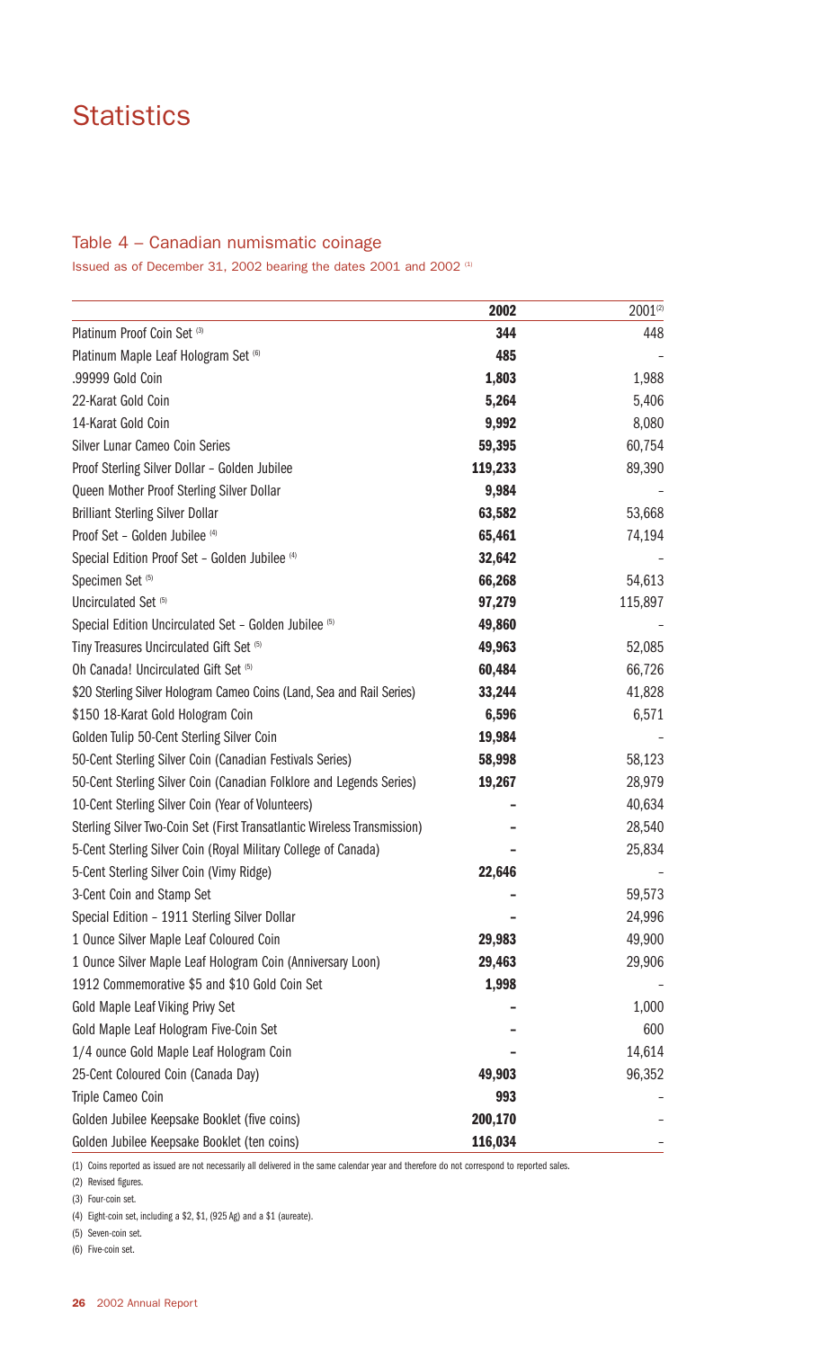# Statistics

## Table 4 – Canadian numismatic coinage

Issued as of December 31, 2002 bearing the dates 2001 and 2002 [1]

| | **2002** | 2001[2] |
|---|---|---|
| Platinum Proof Coin Set [3] | **344** | 448 |
| Platinum Maple Leaf Hologram Set [6] | **485** | – |
| .99999 Gold Coin | **1,803** | 1,988 |
| 22-Karat Gold Coin | **5,264** | 5,406 |
| 14-Karat Gold Coin | **9,992** | 8,080 |
| Silver Lunar Cameo Coin Series | **59,395** | 60,754 |
| Proof Sterling Silver Dollar – Golden Jubilee | **119,233** | 89,390 |
| Queen Mother Proof Sterling Silver Dollar | **9,984** | – |
| Brilliant Sterling Silver Dollar | **63,582** | 53,668 |
| Proof Set – Golden Jubilee [4] | **65,461** | 74,194 |
| Special Edition Proof Set – Golden Jubilee [4] | **32,642** | – |
| Specimen Set [5] | **66,268** | 54,613 |
| Uncirculated Set [5] | **97,279** | 115,897 |
| Special Edition Uncirculated Set – Golden Jubilee [5] | **49,860** | – |
| Tiny Treasures Uncirculated Gift Set [5] | **49,963** | 52,085 |
| Oh Canada! Uncirculated Gift Set [5] | **60,484** | 66,726 |
| $20 Sterling Silver Hologram Cameo Coins (Land, Sea and Rail Series) | **33,244** | 41,828 |
| $150 18-Karat Gold Hologram Coin | **6,596** | 6,571 |
| Golden Tulip 50-Cent Sterling Silver Coin | **19,984** | – |
| 50-Cent Sterling Silver Coin (Canadian Festivals Series) | **58,998** | 58,123 |
| 50-Cent Sterling Silver Coin (Canadian Folklore and Legends Series) | **19,267** | 28,979 |
| 10-Cent Sterling Silver Coin (Year of Volunteers) | **–** | 40,634 |
| Sterling Silver Two-Coin Set (First Transatlantic Wireless Transmission) | **–** | 28,540 |
| 5-Cent Sterling Silver Coin (Royal Military College of Canada) | **–** | 25,834 |
| 5-Cent Sterling Silver Coin (Vimy Ridge) | **22,646** | – |
| 3-Cent Coin and Stamp Set | **–** | 59,573 |
| Special Edition – 1911 Sterling Silver Dollar | **–** | 24,996 |
| 1 Ounce Silver Maple Leaf Coloured Coin | **29,983** | 49,900 |
| 1 Ounce Silver Maple Leaf Hologram Coin (Anniversary Loon) | **29,463** | 29,906 |
| 1912 Commemorative $5 and $10 Gold Coin Set | **1,998** | – |
| Gold Maple Leaf Viking Privy Set | **–** | 1,000 |
| Gold Maple Leaf Hologram Five-Coin Set | **–** | 600 |
| 1/4 ounce Gold Maple Leaf Hologram Coin | **–** | 14,614 |
| 25-Cent Coloured Coin (Canada Day) | **49,903** | 96,352 |
| Triple Cameo Coin | **993** | – |
| Golden Jubilee Keepsake Booklet (five coins) | **200,170** | – |
| Golden Jubilee Keepsake Booklet (ten coins) | **116,034** | – |

(1) Coins reported as issued are not necessarily all delivered in the same calendar year and therefore do not correspond to reported sales.

(2) Revised figures.

(3) Four-coin set.

(4) Eight-coin set, including a $2, $1, (925 Ag) and a $1 (aureate).

(5) Seven-coin set.

(6) Five-coin set.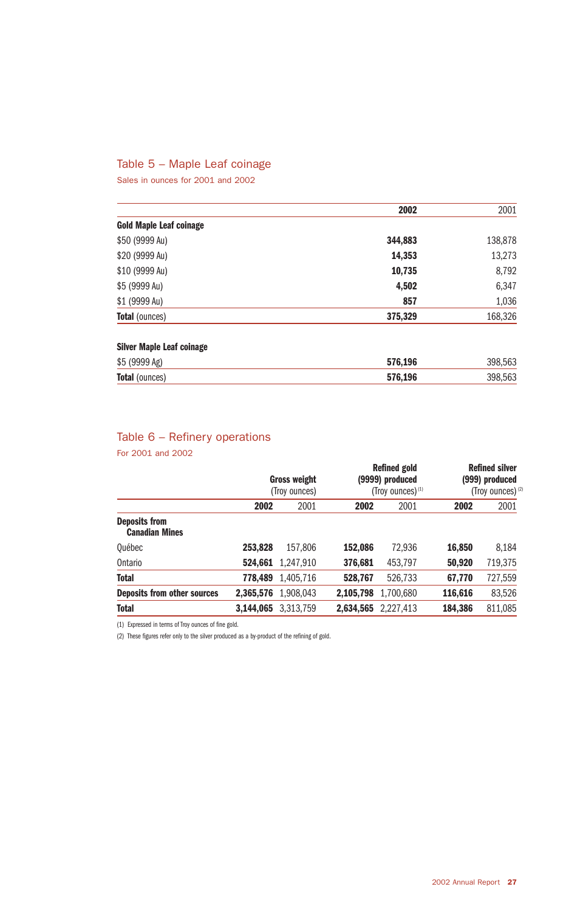## Table 5 – Maple Leaf coinage

Sales in ounces for 2001 and 2002

| | **2002** | 2001 |
|---|---|---|
| **Gold Maple Leaf coinage** | | |
| $50 (9999 Au) | **344,883** | 138,878 |
| $20 (9999 Au) | **14,353** | 13,273 |
| $10 (9999 Au) | **10,735** | 8,792 |
| $5 (9999 Au) | **4,502** | 6,347 |
| $1 (9999 Au) | **857** | 1,036 |
| **Total** (ounces) | **375,329** | 168,326 |
| | | |
| **Silver Maple Leaf coinage** | | |
| $5 (9999 Ag) | **576,196** | 398,563 |
| **Total** (ounces) | **576,196** | 398,563 |

## Table 6 – Refinery operations

For 2001 and 2002

| | **Gross weight** (Troy ounces) | | **Refined gold (9999) produced** (Troy ounces) [1] | | **Refined silver (999) produced** (Troy ounces) [2] | |
|---|---|---|---|---|---|---|
| | **2002** | 2001 | **2002** | 2001 | **2002** | 2001 |
| **Deposits from Canadian Mines** | | | | | | |
| Québec | **253,828** | 157,806 | **152,086** | 72,936 | **16,850** | 8,184 |
| Ontario | **524,661** | 1,247,910 | **376,681** | 453,797 | **50,920** | 719,375 |
| **Total** | **778,489** | 1,405,716 | **528,767** | 526,733 | **67,770** | 727,559 |
| **Deposits from other sources** | **2,365,576** | 1,908,043 | **2,105,798** | 1,700,680 | **116,616** | 83,526 |
| **Total** | **3,144,065** | 3,313,759 | **2,634,565** | 2,227,413 | **184,386** | 811,085 |

(1) Expressed in terms of Troy ounces of fine gold.

(2) These figures refer only to the silver produced as a by-product of the refining of gold.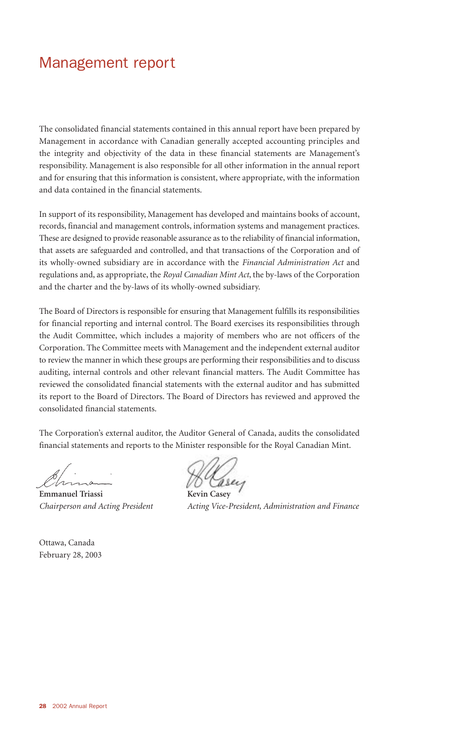# Management report

The consolidated financial statements contained in this annual report have been prepared by Management in accordance with Canadian generally accepted accounting principles and the integrity and objectivity of the data in these financial statements are Management's responsibility. Management is also responsible for all other information in the annual report and for ensuring that this information is consistent, where appropriate, with the information and data contained in the financial statements.

In support of its responsibility, Management has developed and maintains books of account, records, financial and management controls, information systems and management practices. These are designed to provide reasonable assurance as to the reliability of financial information, that assets are safeguarded and controlled, and that transactions of the Corporation and of its wholly-owned subsidiary are in accordance with the *Financial Administration Act* and regulations and, as appropriate, the *Royal Canadian Mint Act*, the by-laws of the Corporation and the charter and the by-laws of its wholly-owned subsidiary.

The Board of Directors is responsible for ensuring that Management fulfills its responsibilities for financial reporting and internal control. The Board exercises its responsibilities through the Audit Committee, which includes a majority of members who are not officers of the Corporation. The Committee meets with Management and the independent external auditor to review the manner in which these groups are performing their responsibilities and to discuss auditing, internal controls and other relevant financial matters. The Audit Committee has reviewed the consolidated financial statements with the external auditor and has submitted its report to the Board of Directors. The Board of Directors has reviewed and approved the consolidated financial statements.

The Corporation's external auditor, the Auditor General of Canada, audits the consolidated financial statements and reports to the Minister responsible for the Royal Canadian Mint.

**Emmanuel Triassi**
*Chairperson and Acting President*

**Kevin Casey**
*Acting Vice-President, Administration and Finance*

Ottawa, Canada
February 28, 2003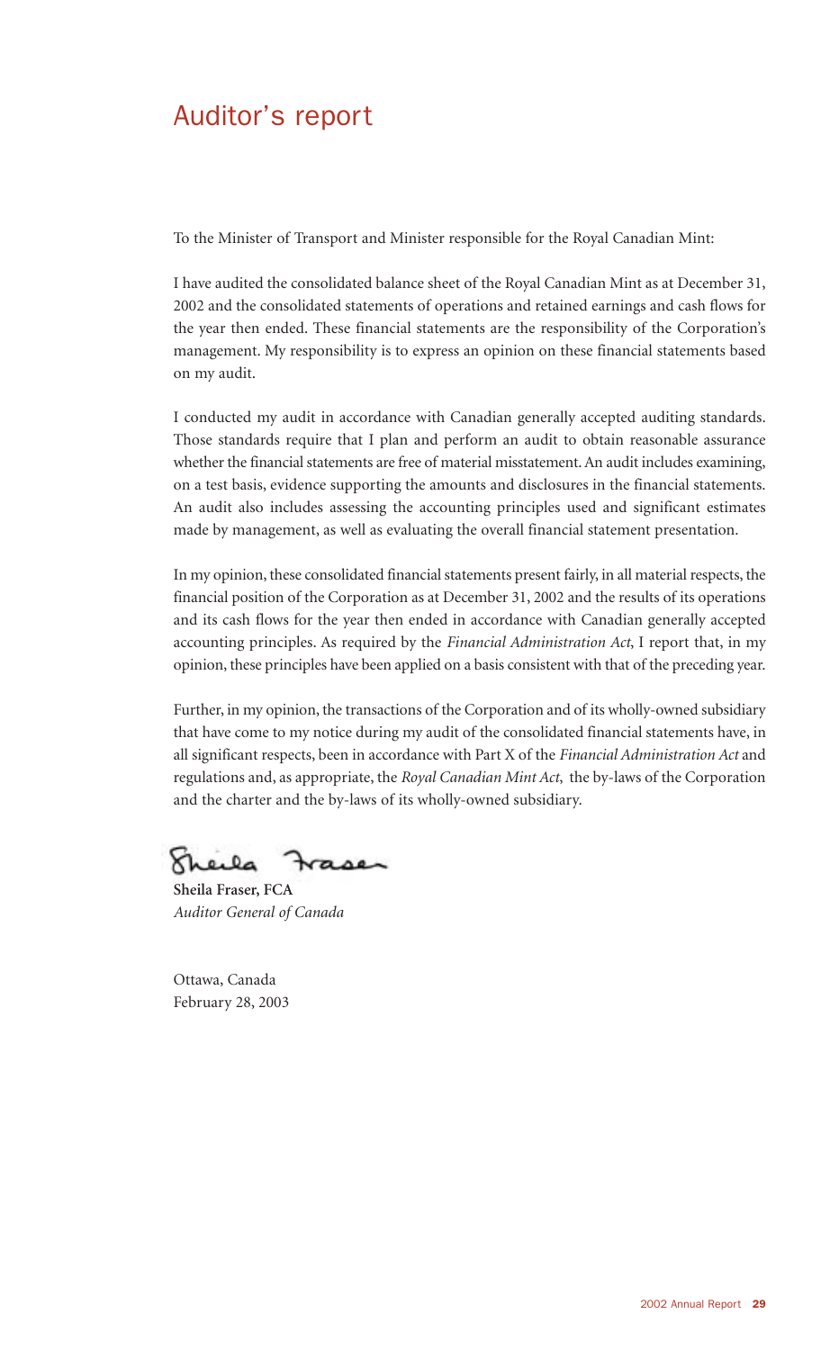# Auditor's report

To the Minister of Transport and Minister responsible for the Royal Canadian Mint:

I have audited the consolidated balance sheet of the Royal Canadian Mint as at December 31, 2002 and the consolidated statements of operations and retained earnings and cash flows for the year then ended. These financial statements are the responsibility of the Corporation's management. My responsibility is to express an opinion on these financial statements based on my audit.

I conducted my audit in accordance with Canadian generally accepted auditing standards. Those standards require that I plan and perform an audit to obtain reasonable assurance whether the financial statements are free of material misstatement. An audit includes examining, on a test basis, evidence supporting the amounts and disclosures in the financial statements. An audit also includes assessing the accounting principles used and significant estimates made by management, as well as evaluating the overall financial statement presentation.

In my opinion, these consolidated financial statements present fairly, in all material respects, the financial position of the Corporation as at December 31, 2002 and the results of its operations and its cash flows for the year then ended in accordance with Canadian generally accepted accounting principles. As required by the *Financial Administration Act*, I report that, in my opinion, these principles have been applied on a basis consistent with that of the preceding year.

Further, in my opinion, the transactions of the Corporation and of its wholly-owned subsidiary that have come to my notice during my audit of the consolidated financial statements have, in all significant respects, been in accordance with Part X of the *Financial Administration Act* and regulations and, as appropriate, the *Royal Canadian Mint Act*, the by-laws of the Corporation and the charter and the by-laws of its wholly-owned subsidiary.

Sheila Fraser

**Sheila Fraser, FCA**
*Auditor General of Canada*

Ottawa, Canada
February 28, 2003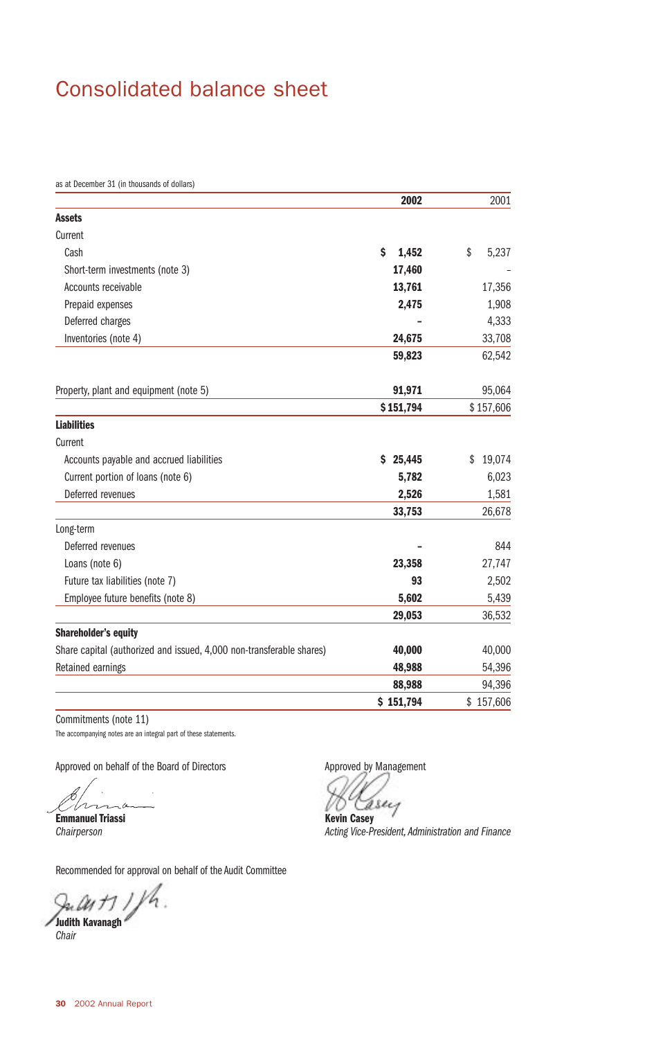# Consolidated balance sheet

as at December 31 (in thousands of dollars)

| | **2002** | 2001 |
|---|---|---|
| **Assets** | | |
| Current | | |
| Cash | **$ 1,452** | $ 5,237 |
| Short-term investments (note 3) | **17,460** | – |
| Accounts receivable | **13,761** | 17,356 |
| Prepaid expenses | **2,475** | 1,908 |
| Deferred charges | **–** | 4,333 |
| Inventories (note 4) | **24,675** | 33,708 |
| | **59,823** | 62,542 |
| Property, plant and equipment (note 5) | **91,971** | 95,064 |
| | **$ 151,794** | $ 157,606 |
| **Liabilities** | | |
| Current | | |
| Accounts payable and accrued liabilities | **$ 25,445** | $ 19,074 |
| Current portion of loans (note 6) | **5,782** | 6,023 |
| Deferred revenues | **2,526** | 1,581 |
| | **33,753** | 26,678 |
| Long-term | | |
| Deferred revenues | **–** | 844 |
| Loans (note 6) | **23,358** | 27,747 |
| Future tax liabilities (note 7) | **93** | 2,502 |
| Employee future benefits (note 8) | **5,602** | 5,439 |
| | **29,053** | 36,532 |
| **Shareholder's equity** | | |
| Share capital (authorized and issued, 4,000 non-transferable shares) | **40,000** | 40,000 |
| Retained earnings | **48,988** | 54,396 |
| | **88,988** | 94,396 |
| | **$ 151,794** | $ 157,606 |

Commitments (note 11)

The accompanying notes are an integral part of these statements.

Approved on behalf of the Board of Directors

**Emmanuel Triassi**
*Chairperson*

Approved by Management

**Kevin Casey**
*Acting Vice-President, Administration and Finance*

Recommended for approval on behalf of the Audit Committee

**Judith Kavanagh**
*Chair*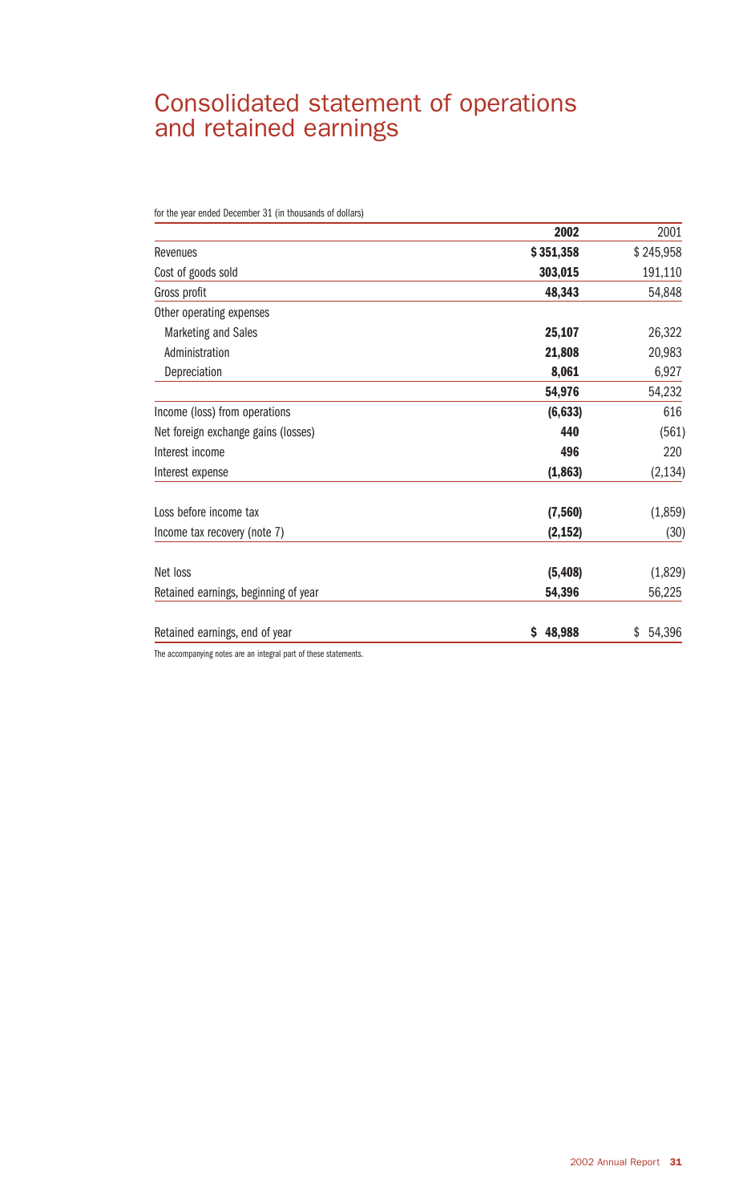# Consolidated statement of operations and retained earnings

for the year ended December 31 (in thousands of dollars)

| | **2002** | 2001 |
|---|---|---|
| Revenues | **$ 351,358** | $ 245,958 |
| Cost of goods sold | **303,015** | 191,110 |
| Gross profit | **48,343** | 54,848 |
| Other operating expenses | | |
| Marketing and Sales | **25,107** | 26,322 |
| Administration | **21,808** | 20,983 |
| Depreciation | **8,061** | 6,927 |
| | **54,976** | 54,232 |
| Income (loss) from operations | **(6,633)** | 616 |
| Net foreign exchange gains (losses) | **440** | (561) |
| Interest income | **496** | 220 |
| Interest expense | **(1,863)** | (2,134) |
| Loss before income tax | **(7,560)** | (1,859) |
| Income tax recovery (note 7) | **(2,152)** | (30) |
| Net loss | **(5,408)** | (1,829) |
| Retained earnings, beginning of year | **54,396** | 56,225 |
| Retained earnings, end of year | **$ 48,988** | $ 54,396 |

The accompanying notes are an integral part of these statements.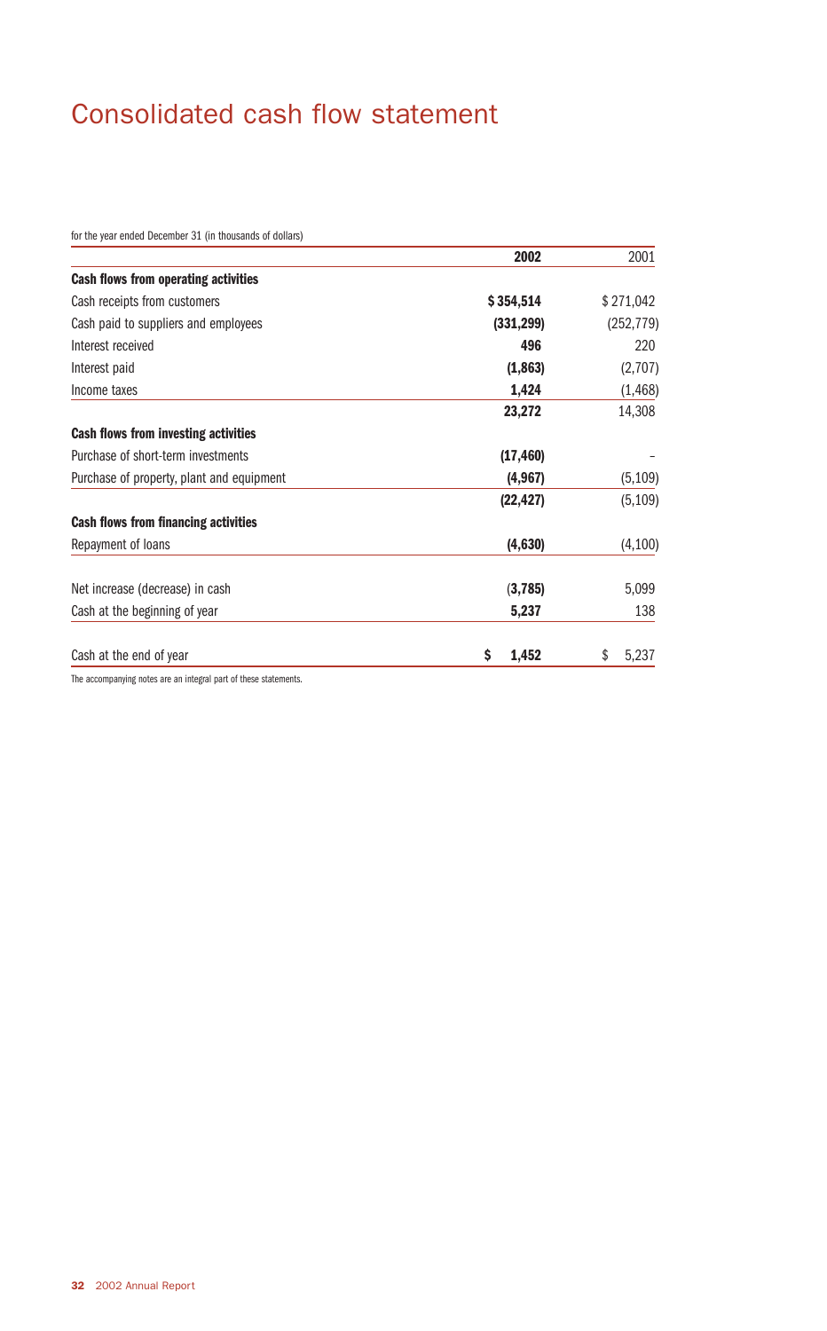# Consolidated cash flow statement

for the year ended December 31 (in thousands of dollars)

| | **2002** | 2001 |
|---|---|---|
| **Cash flows from operating activities** | | |
| Cash receipts from customers | **$ 354,514** | $ 271,042 |
| Cash paid to suppliers and employees | **(331,299)** | (252,779) |
| Interest received | **496** | 220 |
| Interest paid | **(1,863)** | (2,707) |
| Income taxes | **1,424** | (1,468) |
| | **23,272** | 14,308 |
| **Cash flows from investing activities** | | |
| Purchase of short-term investments | **(17,460)** | – |
| Purchase of property, plant and equipment | **(4,967)** | (5,109) |
| | **(22,427)** | (5,109) |
| **Cash flows from financing activities** | | |
| Repayment of loans | **(4,630)** | (4,100) |
| Net increase (decrease) in cash | **(3,785)** | 5,099 |
| Cash at the beginning of year | **5,237** | 138 |
| Cash at the end of year | **$ 1,452** | $ 5,237 |

The accompanying notes are an integral part of these statements.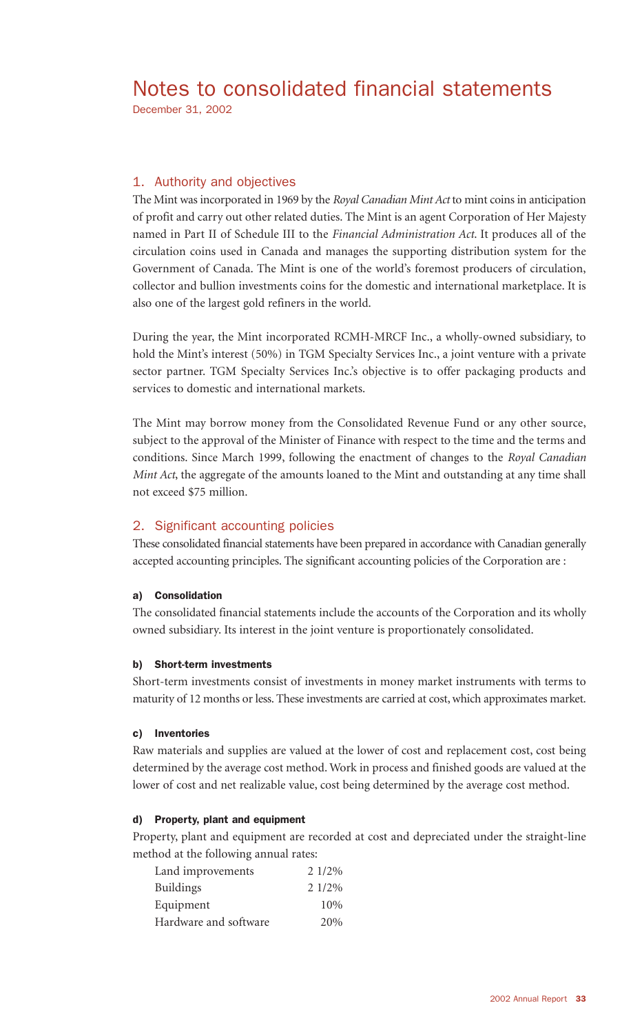# Notes to consolidated financial statements

December 31, 2002

## 1. Authority and objectives

The Mint was incorporated in 1969 by the *Royal Canadian Mint Act* to mint coins in anticipation of profit and carry out other related duties. The Mint is an agent Corporation of Her Majesty named in Part II of Schedule III to the *Financial Administration Act*. It produces all of the circulation coins used in Canada and manages the supporting distribution system for the Government of Canada. The Mint is one of the world's foremost producers of circulation, collector and bullion investments coins for the domestic and international marketplace. It is also one of the largest gold refiners in the world.

During the year, the Mint incorporated RCMH-MRCF Inc., a wholly-owned subsidiary, to hold the Mint's interest (50%) in TGM Specialty Services Inc., a joint venture with a private sector partner. TGM Specialty Services Inc.'s objective is to offer packaging products and services to domestic and international markets.

The Mint may borrow money from the Consolidated Revenue Fund or any other source, subject to the approval of the Minister of Finance with respect to the time and the terms and conditions. Since March 1999, following the enactment of changes to the *Royal Canadian Mint Act*, the aggregate of the amounts loaned to the Mint and outstanding at any time shall not exceed $75 million.

## 2. Significant accounting policies

These consolidated financial statements have been prepared in accordance with Canadian generally accepted accounting principles. The significant accounting policies of the Corporation are :

### a) Consolidation

The consolidated financial statements include the accounts of the Corporation and its wholly owned subsidiary. Its interest in the joint venture is proportionately consolidated.

### b) Short-term investments

Short-term investments consist of investments in money market instruments with terms to maturity of 12 months or less. These investments are carried at cost, which approximates market.

### c) Inventories

Raw materials and supplies are valued at the lower of cost and replacement cost, cost being determined by the average cost method. Work in process and finished goods are valued at the lower of cost and net realizable value, cost being determined by the average cost method.

### d) Property, plant and equipment

Property, plant and equipment are recorded at cost and depreciated under the straight-line method at the following annual rates:

| | |
|---|---|
| Land improvements | 2 1/2% |
| Buildings | 2 1/2% |
| Equipment | 10% |
| Hardware and software | 20% |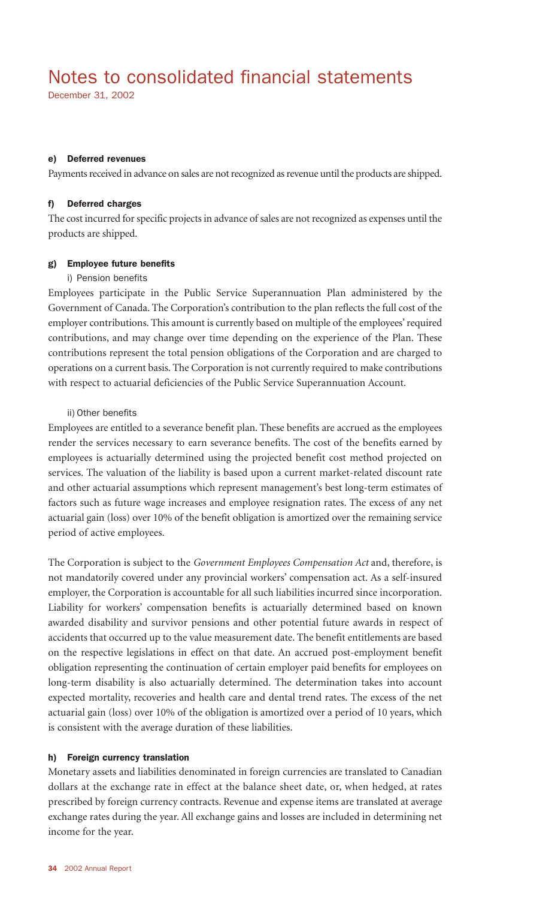# Notes to consolidated financial statements

December 31, 2002

#### e) Deferred revenues

Payments received in advance on sales are not recognized as revenue until the products are shipped.

#### f) Deferred charges

The cost incurred for specific projects in advance of sales are not recognized as expenses until the products are shipped.

#### g) Employee future benefits

i) Pension benefits

Employees participate in the Public Service Superannuation Plan administered by the Government of Canada. The Corporation's contribution to the plan reflects the full cost of the employer contributions. This amount is currently based on multiple of the employees' required contributions, and may change over time depending on the experience of the Plan. These contributions represent the total pension obligations of the Corporation and are charged to operations on a current basis. The Corporation is not currently required to make contributions with respect to actuarial deficiencies of the Public Service Superannuation Account.

ii) Other benefits

Employees are entitled to a severance benefit plan. These benefits are accrued as the employees render the services necessary to earn severance benefits. The cost of the benefits earned by employees is actuarially determined using the projected benefit cost method projected on services. The valuation of the liability is based upon a current market-related discount rate and other actuarial assumptions which represent management's best long-term estimates of factors such as future wage increases and employee resignation rates. The excess of any net actuarial gain (loss) over 10% of the benefit obligation is amortized over the remaining service period of active employees.

The Corporation is subject to the *Government Employees Compensation Act* and, therefore, is not mandatorily covered under any provincial workers' compensation act. As a self-insured employer, the Corporation is accountable for all such liabilities incurred since incorporation. Liability for workers' compensation benefits is actuarially determined based on known awarded disability and survivor pensions and other potential future awards in respect of accidents that occurred up to the value measurement date. The benefit entitlements are based on the respective legislations in effect on that date. An accrued post-employment benefit obligation representing the continuation of certain employer paid benefits for employees on long-term disability is also actuarially determined. The determination takes into account expected mortality, recoveries and health care and dental trend rates. The excess of the net actuarial gain (loss) over 10% of the obligation is amortized over a period of 10 years, which is consistent with the average duration of these liabilities.

#### h) Foreign currency translation

Monetary assets and liabilities denominated in foreign currencies are translated to Canadian dollars at the exchange rate in effect at the balance sheet date, or, when hedged, at rates prescribed by foreign currency contracts. Revenue and expense items are translated at average exchange rates during the year. All exchange gains and losses are included in determining net income for the year.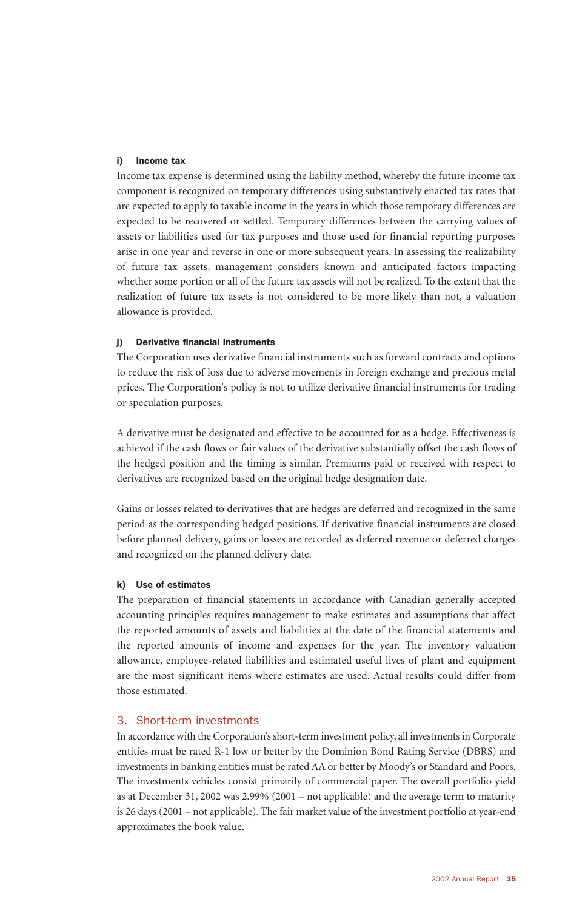#### i) Income tax

Income tax expense is determined using the liability method, whereby the future income tax component is recognized on temporary differences using substantively enacted tax rates that are expected to apply to taxable income in the years in which those temporary differences are expected to be recovered or settled. Temporary differences between the carrying values of assets or liabilities used for tax purposes and those used for financial reporting purposes arise in one year and reverse in one or more subsequent years. In assessing the realizability of future tax assets, management considers known and anticipated factors impacting whether some portion or all of the future tax assets will not be realized. To the extent that the realization of future tax assets is not considered to be more likely than not, a valuation allowance is provided.

#### j) Derivative financial instruments

The Corporation uses derivative financial instruments such as forward contracts and options to reduce the risk of loss due to adverse movements in foreign exchange and precious metal prices. The Corporation's policy is not to utilize derivative financial instruments for trading or speculation purposes.

A derivative must be designated and effective to be accounted for as a hedge. Effectiveness is achieved if the cash flows or fair values of the derivative substantially offset the cash flows of the hedged position and the timing is similar. Premiums paid or received with respect to derivatives are recognized based on the original hedge designation date.

Gains or losses related to derivatives that are hedges are deferred and recognized in the same period as the corresponding hedged positions. If derivative financial instruments are closed before planned delivery, gains or losses are recorded as deferred revenue or deferred charges and recognized on the planned delivery date.

#### k) Use of estimates

The preparation of financial statements in accordance with Canadian generally accepted accounting principles requires management to make estimates and assumptions that affect the reported amounts of assets and liabilities at the date of the financial statements and the reported amounts of income and expenses for the year. The inventory valuation allowance, employee-related liabilities and estimated useful lives of plant and equipment are the most significant items where estimates are used. Actual results could differ from those estimated.

## 3. Short-term investments

In accordance with the Corporation's short-term investment policy, all investments in Corporate entities must be rated R-1 low or better by the Dominion Bond Rating Service (DBRS) and investments in banking entities must be rated AA or better by Moody's or Standard and Poors. The investments vehicles consist primarily of commercial paper. The overall portfolio yield as at December 31, 2002 was 2.99% (2001 – not applicable) and the average term to maturity is 26 days (2001 – not applicable). The fair market value of the investment portfolio at year-end approximates the book value.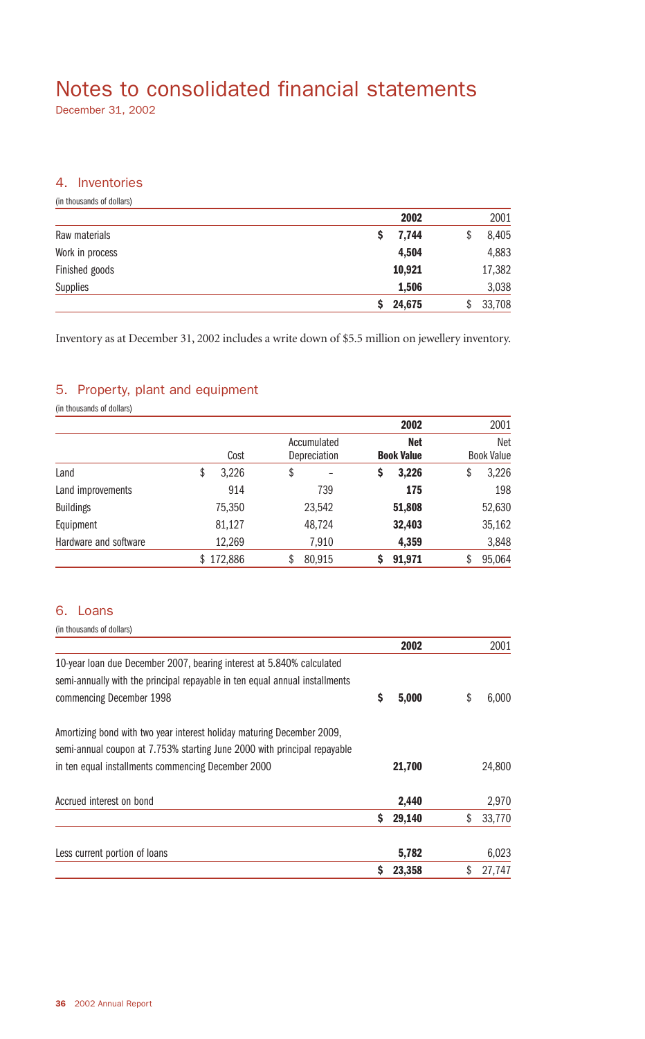# Notes to consolidated financial statements

December 31, 2002

## 4. Inventories

(in thousands of dollars)

| | **2002** | 2001 |
|---|---|---|
| Raw materials | **$ 7,744** | $ 8,405 |
| Work in process | **4,504** | 4,883 |
| Finished goods | **10,921** | 17,382 |
| Supplies | **1,506** | 3,038 |
| | **$ 24,675** | $ 33,708 |

Inventory as at December 31, 2002 includes a write down of $5.5 million on jewellery inventory.

## 5. Property, plant and equipment

(in thousands of dollars)

| | | | **2002** | 2001 |
|---|---|---|---|---|
| | Cost | Accumulated Depreciation | **Net Book Value** | Net Book Value |
| Land | $ 3,226 | $ – | **$ 3,226** | $ 3,226 |
| Land improvements | 914 | 739 | **175** | 198 |
| Buildings | 75,350 | 23,542 | **51,808** | 52,630 |
| Equipment | 81,127 | 48,724 | **32,403** | 35,162 |
| Hardware and software | 12,269 | 7,910 | **4,359** | 3,848 |
| | $ 172,886 | $ 80,915 | **$ 91,971** | $ 95,064 |

## 6. Loans

(in thousands of dollars)

| | **2002** | 2001 |
|---|---|---|
| 10-year loan due December 2007, bearing interest at 5.840% calculated semi-annually with the principal repayable in ten equal annual installments commencing December 1998 | **$ 5,000** | $ 6,000 |
| Amortizing bond with two year interest holiday maturing December 2009, semi-annual coupon at 7.753% starting June 2000 with principal repayable in ten equal installments commencing December 2000 | **21,700** | 24,800 |
| Accrued interest on bond | **2,440** | 2,970 |
| | **$ 29,140** | $ 33,770 |
| Less current portion of loans | **5,782** | 6,023 |
| | **$ 23,358** | $ 27,747 |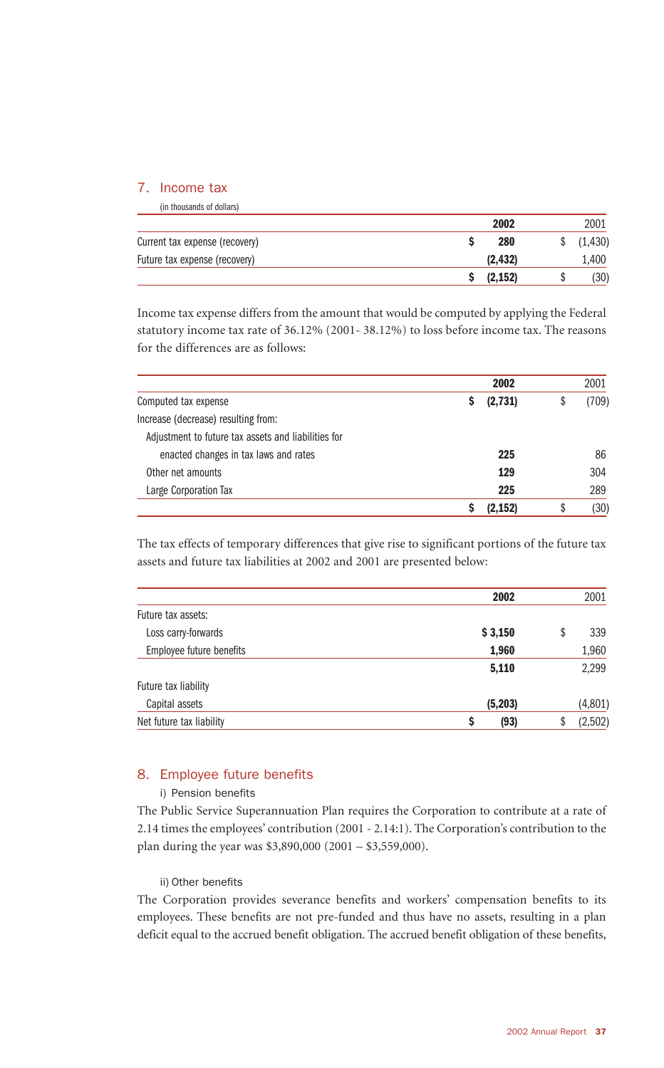## 7. Income tax

(in thousands of dollars)

| | 2002 | 2001 |
|---|---|---|
| Current tax expense (recovery) | **$ 280** | $ (1,430) |
| Future tax expense (recovery) | **(2,432)** | 1,400 |
| | **$ (2,152)** | $ (30) |

Income tax expense differs from the amount that would be computed by applying the Federal statutory income tax rate of 36.12% (2001- 38.12%) to loss before income tax. The reasons for the differences are as follows:

| | 2002 | 2001 |
|---|---|---|
| Computed tax expense | **$ (2,731)** | $ (709) |
| Increase (decrease) resulting from: | | |
| Adjustment to future tax assets and liabilities for enacted changes in tax laws and rates | **225** | 86 |
| Other net amounts | **129** | 304 |
| Large Corporation Tax | **225** | 289 |
| | **$ (2,152)** | $ (30) |

The tax effects of temporary differences that give rise to significant portions of the future tax assets and future tax liabilities at 2002 and 2001 are presented below:

| | 2002 | 2001 |
|---|---|---|
| Future tax assets: | | |
| Loss carry-forwards | **$ 3,150** | $ 339 |
| Employee future benefits | **1,960** | 1,960 |
| | **5,110** | 2,299 |
| Future tax liability | | |
| Capital assets | **(5,203)** | (4,801) |
| Net future tax liability | **$ (93)** | $ (2,502) |

## 8. Employee future benefits

i) Pension benefits

The Public Service Superannuation Plan requires the Corporation to contribute at a rate of 2.14 times the employees' contribution (2001 - 2.14:1). The Corporation's contribution to the plan during the year was $3,890,000 (2001 – $3,559,000).

ii) Other benefits

The Corporation provides severance benefits and workers' compensation benefits to its employees. These benefits are not pre-funded and thus have no assets, resulting in a plan deficit equal to the accrued benefit obligation. The accrued benefit obligation of these benefits,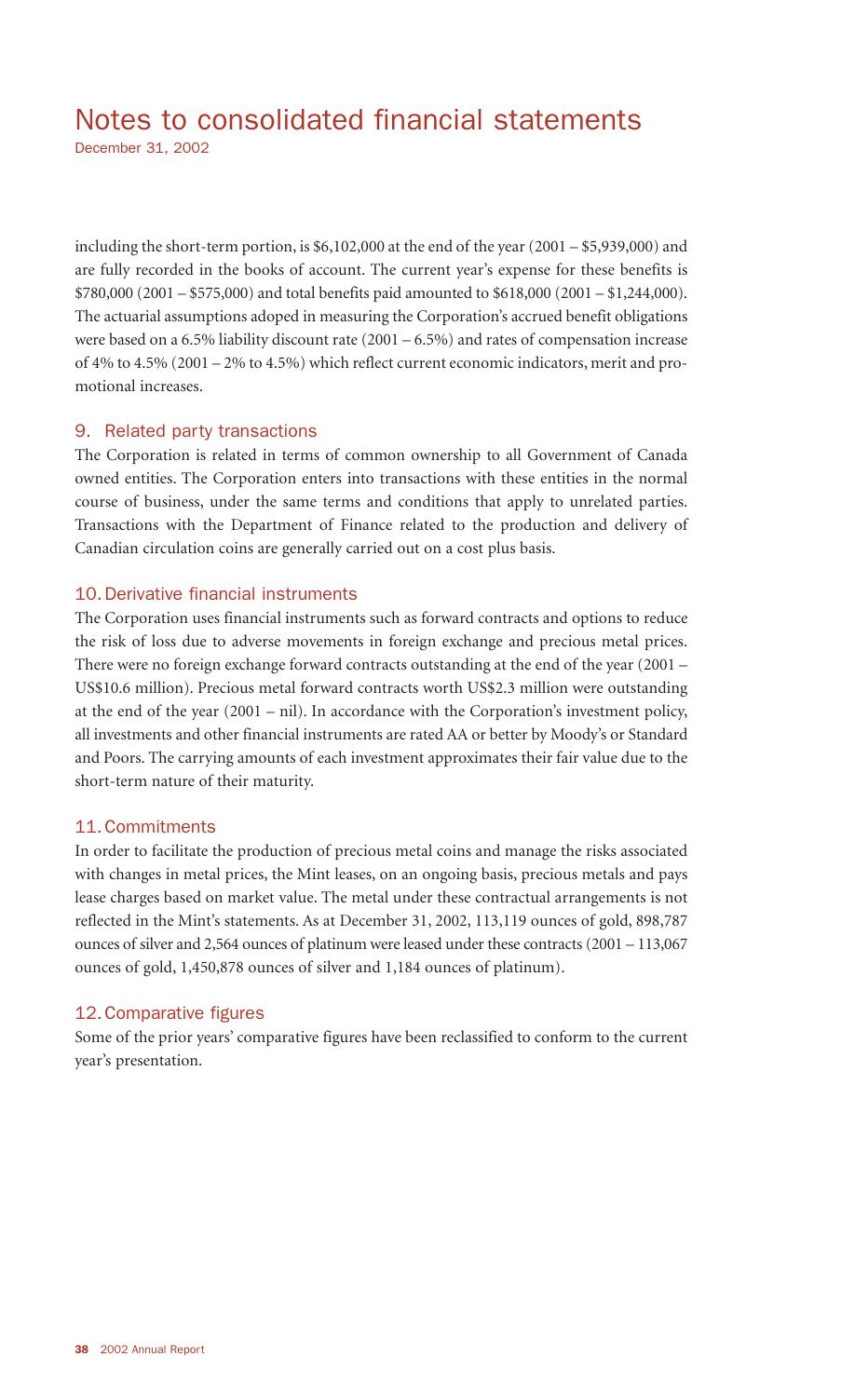# Notes to consolidated financial statements

December 31, 2002

including the short-term portion, is $6,102,000 at the end of the year (2001 – $5,939,000) and are fully recorded in the books of account. The current year's expense for these benefits is $780,000 (2001 – $575,000) and total benefits paid amounted to $618,000 (2001 – $1,244,000). The actuarial assumptions adoped in measuring the Corporation's accrued benefit obligations were based on a 6.5% liability discount rate (2001 – 6.5%) and rates of compensation increase of 4% to 4.5% (2001 – 2% to 4.5%) which reflect current economic indicators, merit and promotional increases.

## 9. Related party transactions

The Corporation is related in terms of common ownership to all Government of Canada owned entities. The Corporation enters into transactions with these entities in the normal course of business, under the same terms and conditions that apply to unrelated parties. Transactions with the Department of Finance related to the production and delivery of Canadian circulation coins are generally carried out on a cost plus basis.

## 10. Derivative financial instruments

The Corporation uses financial instruments such as forward contracts and options to reduce the risk of loss due to adverse movements in foreign exchange and precious metal prices. There were no foreign exchange forward contracts outstanding at the end of the year (2001 – US$10.6 million). Precious metal forward contracts worth US$2.3 million were outstanding at the end of the year (2001 – nil). In accordance with the Corporation's investment policy, all investments and other financial instruments are rated AA or better by Moody's or Standard and Poors. The carrying amounts of each investment approximates their fair value due to the short-term nature of their maturity.

## 11. Commitments

In order to facilitate the production of precious metal coins and manage the risks associated with changes in metal prices, the Mint leases, on an ongoing basis, precious metals and pays lease charges based on market value. The metal under these contractual arrangements is not reflected in the Mint's statements. As at December 31, 2002, 113,119 ounces of gold, 898,787 ounces of silver and 2,564 ounces of platinum were leased under these contracts (2001 – 113,067 ounces of gold, 1,450,878 ounces of silver and 1,184 ounces of platinum).

## 12. Comparative figures

Some of the prior years' comparative figures have been reclassified to conform to the current year's presentation.